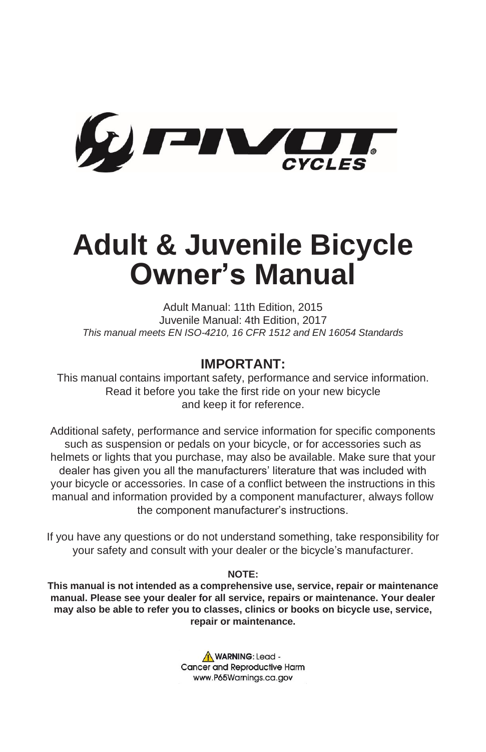PIVOT CYCLES

# Adult & Juvenile Bicycle Owner's Manual

Adult Manual: 11th Edition, 2015
Juvenile Manual: 4th Edition, 2017
*This manual meets EN ISO-4210, 16 CFR 1512 and EN 16054 Standards*

## IMPORTANT:

This manual contains important safety, performance and service information. Read it before you take the first ride on your new bicycle and keep it for reference.

Additional safety, performance and service information for specific components such as suspension or pedals on your bicycle, or for accessories such as helmets or lights that you purchase, may also be available. Make sure that your dealer has given you all the manufacturers' literature that was included with your bicycle or accessories. In case of a conflict between the instructions in this manual and information provided by a component manufacturer, always follow the component manufacturer's instructions.

If you have any questions or do not understand something, take responsibility for your safety and consult with your dealer or the bicycle's manufacturer.

**NOTE:**

**This manual is not intended as a comprehensive use, service, repair or maintenance manual. Please see your dealer for all service, repairs or maintenance. Your dealer may also be able to refer you to classes, clinics or books on bicycle use, service, repair or maintenance.**

⚠ **WARNING:** Lead - Cancer and Reproductive Harm
www.P65Warnings.ca.gov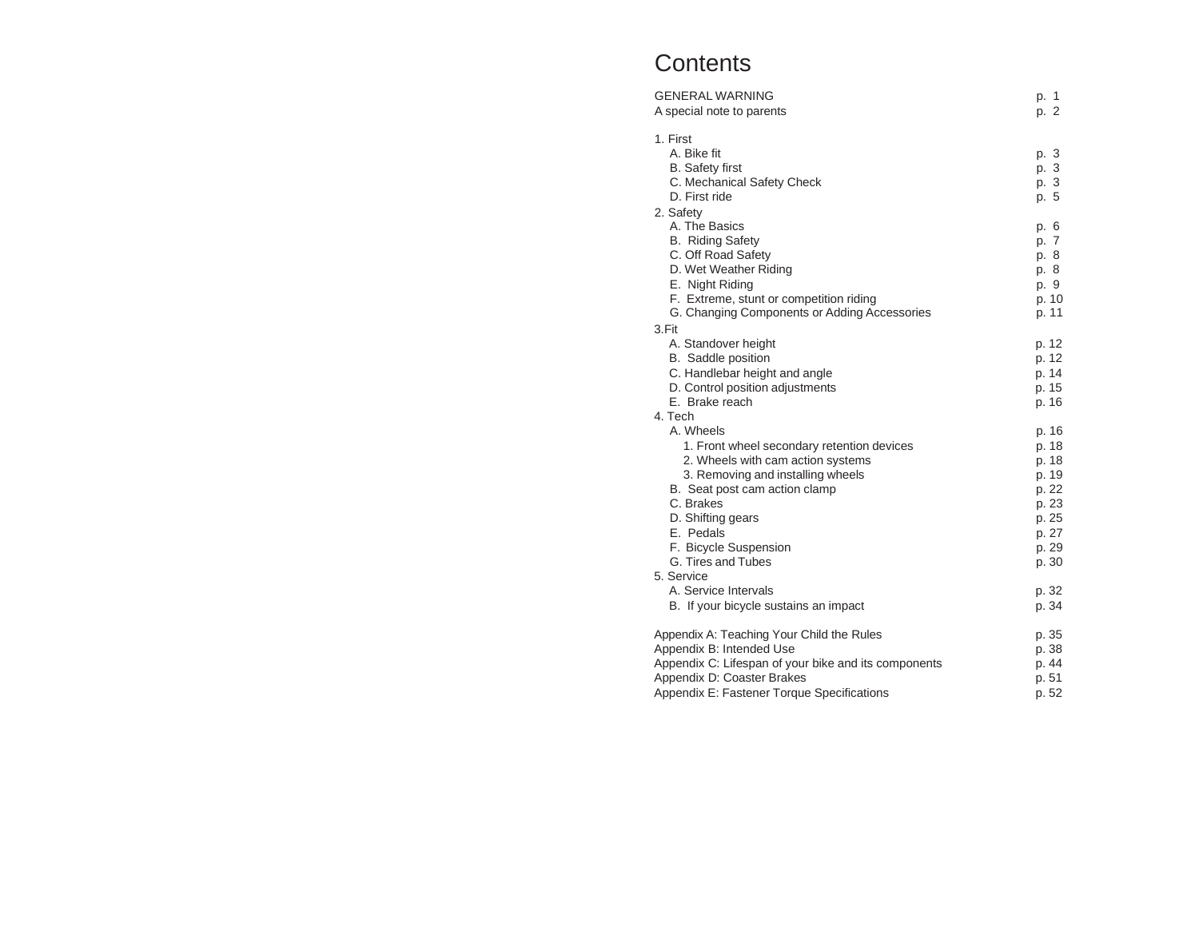# Contents

| | |
|---|---|
| GENERAL WARNING | p. 1 |
| A special note to parents | p. 2 |
| 1. First | |
| A. Bike fit | p. 3 |
| B. Safety first | p. 3 |
| C. Mechanical Safety Check | p. 3 |
| D. First ride | p. 5 |
| 2. Safety | |
| A. The Basics | p. 6 |
| B. Riding Safety | p. 7 |
| C. Off Road Safety | p. 8 |
| D. Wet Weather Riding | p. 8 |
| E. Night Riding | p. 9 |
| F. Extreme, stunt or competition riding | p. 10 |
| G. Changing Components or Adding Accessories | p. 11 |
| 3.Fit | |
| A. Standover height | p. 12 |
| B. Saddle position | p. 12 |
| C. Handlebar height and angle | p. 14 |
| D. Control position adjustments | p. 15 |
| E. Brake reach | p. 16 |
| 4. Tech | |
| A. Wheels | p. 16 |
| 1. Front wheel secondary retention devices | p. 18 |
| 2. Wheels with cam action systems | p. 18 |
| 3. Removing and installing wheels | p. 19 |
| B. Seat post cam action clamp | p. 22 |
| C. Brakes | p. 23 |
| D. Shifting gears | p. 25 |
| E. Pedals | p. 27 |
| F. Bicycle Suspension | p. 29 |
| G. Tires and Tubes | p. 30 |
| 5. Service | |
| A. Service Intervals | p. 32 |
| B. If your bicycle sustains an impact | p. 34 |
| Appendix A: Teaching Your Child the Rules | p. 35 |
| Appendix B: Intended Use | p. 38 |
| Appendix C: Lifespan of your bike and its components | p. 44 |
| Appendix D: Coaster Brakes | p. 51 |
| Appendix E: Fastener Torque Specifications | p. 52 |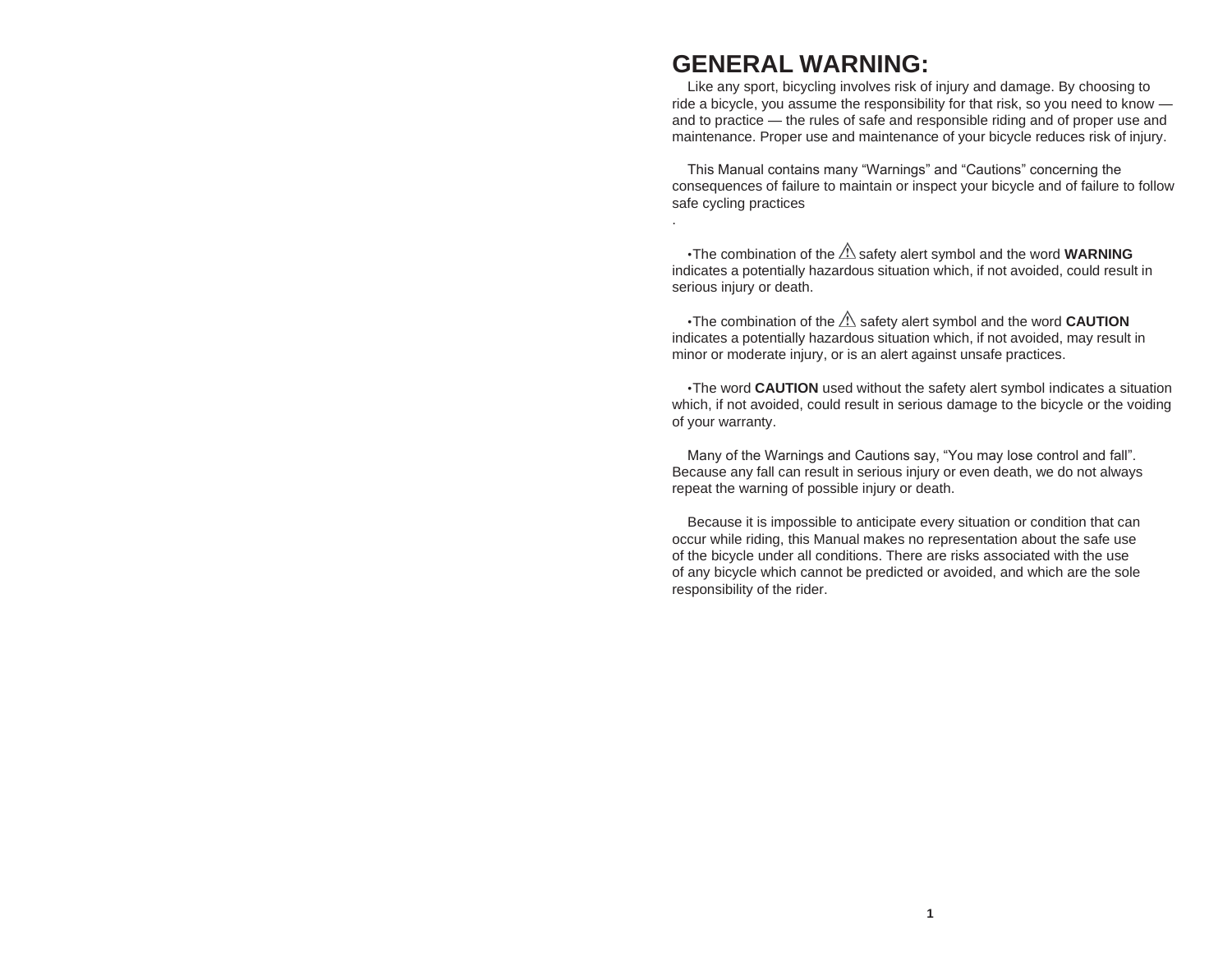# GENERAL WARNING:

Like any sport, bicycling involves risk of injury and damage. By choosing to ride a bicycle, you assume the responsibility for that risk, so you need to know — and to practice — the rules of safe and responsible riding and of proper use and maintenance. Proper use and maintenance of your bicycle reduces risk of injury.

This Manual contains many “Warnings” and “Cautions” concerning the consequences of failure to maintain or inspect your bicycle and of failure to follow safe cycling practices
.

- The combination of the ⚠ safety alert symbol and the word **WARNING** indicates a potentially hazardous situation which, if not avoided, could result in serious injury or death.

- The combination of the ⚠ safety alert symbol and the word **CAUTION** indicates a potentially hazardous situation which, if not avoided, may result in minor or moderate injury, or is an alert against unsafe practices.

- The word **CAUTION** used without the safety alert symbol indicates a situation which, if not avoided, could result in serious damage to the bicycle or the voiding of your warranty.

Many of the Warnings and Cautions say, “You may lose control and fall”. Because any fall can result in serious injury or even death, we do not always repeat the warning of possible injury or death.

Because it is impossible to anticipate every situation or condition that can occur while riding, this Manual makes no representation about the safe use of the bicycle under all conditions. There are risks associated with the use of any bicycle which cannot be predicted or avoided, and which are the sole responsibility of the rider.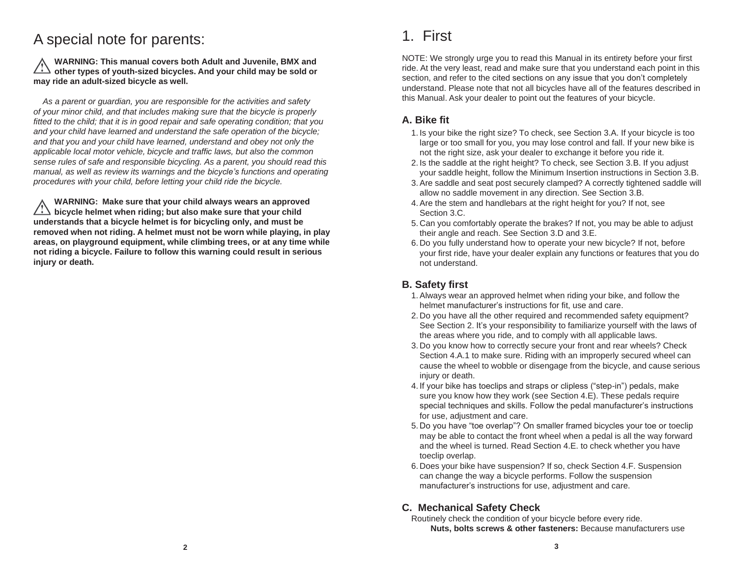# A special note for parents:

⚠ **WARNING: This manual covers both Adult and Juvenile, BMX and other types of youth-sized bicycles. And your child may be sold or may ride an adult-sized bicycle as well.**

*As a parent or guardian, you are responsible for the activities and safety of your minor child, and that includes making sure that the bicycle is properly fitted to the child; that it is in good repair and safe operating condition; that you and your child have learned and understand the safe operation of the bicycle; and that you and your child have learned, understand and obey not only the applicable local motor vehicle, bicycle and traffic laws, but also the common sense rules of safe and responsible bicycling. As a parent, you should read this manual, as well as review its warnings and the bicycle's functions and operating procedures with your child, before letting your child ride the bicycle.*

⚠ **WARNING: Make sure that your child always wears an approved bicycle helmet when riding; but also make sure that your child understands that a bicycle helmet is for bicycling only, and must be removed when not riding. A helmet must not be worn while playing, in play areas, on playground equipment, while climbing trees, or at any time while not riding a bicycle. Failure to follow this warning could result in serious injury or death.**

# 1. First

NOTE: We strongly urge you to read this Manual in its entirety before your first ride. At the very least, read and make sure that you understand each point in this section, and refer to the cited sections on any issue that you don't completely understand. Please note that not all bicycles have all of the features described in this Manual. Ask your dealer to point out the features of your bicycle.

## A. Bike fit

1. Is your bike the right size? To check, see Section 3.A. If your bicycle is too large or too small for you, you may lose control and fall. If your new bike is not the right size, ask your dealer to exchange it before you ride it.
2. Is the saddle at the right height? To check, see Section 3.B. If you adjust your saddle height, follow the Minimum Insertion instructions in Section 3.B.
3. Are saddle and seat post securely clamped? A correctly tightened saddle will allow no saddle movement in any direction. See Section 3.B.
4. Are the stem and handlebars at the right height for you? If not, see Section 3.C.
5. Can you comfortably operate the brakes? If not, you may be able to adjust their angle and reach. See Section 3.D and 3.E.
6. Do you fully understand how to operate your new bicycle? If not, before your first ride, have your dealer explain any functions or features that you do not understand.

## B. Safety first

1. Always wear an approved helmet when riding your bike, and follow the helmet manufacturer's instructions for fit, use and care.
2. Do you have all the other required and recommended safety equipment? See Section 2. It's your responsibility to familiarize yourself with the laws of the areas where you ride, and to comply with all applicable laws.
3. Do you know how to correctly secure your front and rear wheels? Check Section 4.A.1 to make sure. Riding with an improperly secured wheel can cause the wheel to wobble or disengage from the bicycle, and cause serious injury or death.
4. If your bike has toeclips and straps or clipless ("step-in") pedals, make sure you know how they work (see Section 4.E). These pedals require special techniques and skills. Follow the pedal manufacturer's instructions for use, adjustment and care.
5. Do you have "toe overlap"? On smaller framed bicycles your toe or toeclip may be able to contact the front wheel when a pedal is all the way forward and the wheel is turned. Read Section 4.E. to check whether you have toeclip overlap.
6. Does your bike have suspension? If so, check Section 4.F. Suspension can change the way a bicycle performs. Follow the suspension manufacturer's instructions for use, adjustment and care.

## C. Mechanical Safety Check

Routinely check the condition of your bicycle before every ride.

**Nuts, bolts screws & other fasteners:** Because manufacturers use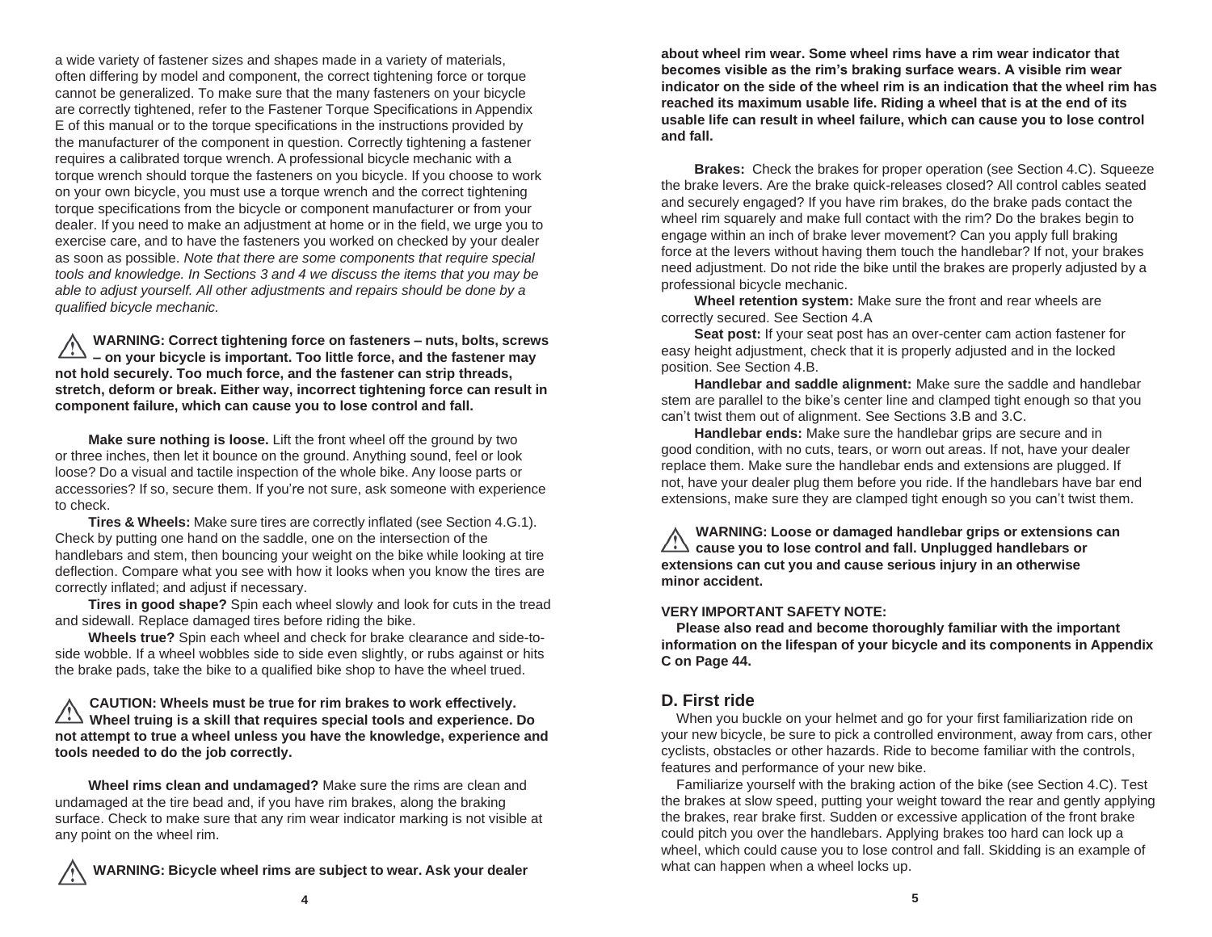a wide variety of fastener sizes and shapes made in a variety of materials, often differing by model and component, the correct tightening force or torque cannot be generalized. To make sure that the many fasteners on your bicycle are correctly tightened, refer to the Fastener Torque Specifications in Appendix E of this manual or to the torque specifications in the instructions provided by the manufacturer of the component in question. Correctly tightening a fastener requires a calibrated torque wrench. A professional bicycle mechanic with a torque wrench should torque the fasteners on you bicycle. If you choose to work on your own bicycle, you must use a torque wrench and the correct tightening torque specifications from the bicycle or component manufacturer or from your dealer. If you need to make an adjustment at home or in the field, we urge you to exercise care, and to have the fasteners you worked on checked by your dealer as soon as possible. *Note that there are some components that require special tools and knowledge. In Sections 3 and 4 we discuss the items that you may be able to adjust yourself. All other adjustments and repairs should be done by a qualified bicycle mechanic.*

⚠ **WARNING: Correct tightening force on fasteners – nuts, bolts, screws – on your bicycle is important. Too little force, and the fastener may not hold securely. Too much force, and the fastener can strip threads, stretch, deform or break. Either way, incorrect tightening force can result in component failure, which can cause you to lose control and fall.**

**Make sure nothing is loose.** Lift the front wheel off the ground by two or three inches, then let it bounce on the ground. Anything sound, feel or look loose? Do a visual and tactile inspection of the whole bike. Any loose parts or accessories? If so, secure them. If you're not sure, ask someone with experience to check.

**Tires & Wheels:** Make sure tires are correctly inflated (see Section 4.G.1). Check by putting one hand on the saddle, one on the intersection of the handlebars and stem, then bouncing your weight on the bike while looking at tire deflection. Compare what you see with how it looks when you know the tires are correctly inflated; and adjust if necessary.

**Tires in good shape?** Spin each wheel slowly and look for cuts in the tread and sidewall. Replace damaged tires before riding the bike.

**Wheels true?** Spin each wheel and check for brake clearance and side-to-side wobble. If a wheel wobbles side to side even slightly, or rubs against or hits the brake pads, take the bike to a qualified bike shop to have the wheel trued.

⚠ **CAUTION: Wheels must be true for rim brakes to work effectively. Wheel truing is a skill that requires special tools and experience. Do not attempt to true a wheel unless you have the knowledge, experience and tools needed to do the job correctly.**

**Wheel rims clean and undamaged?** Make sure the rims are clean and undamaged at the tire bead and, if you have rim brakes, along the braking surface. Check to make sure that any rim wear indicator marking is not visible at any point on the wheel rim.

⚠ **WARNING: Bicycle wheel rims are subject to wear. Ask your dealer about wheel rim wear. Some wheel rims have a rim wear indicator that becomes visible as the rim's braking surface wears. A visible rim wear indicator on the side of the wheel rim is an indication that the wheel rim has reached its maximum usable life. Riding a wheel that is at the end of its usable life can result in wheel failure, which can cause you to lose control and fall.**

**Brakes:** Check the brakes for proper operation (see Section 4.C). Squeeze the brake levers. Are the brake quick-releases closed? All control cables seated and securely engaged? If you have rim brakes, do the brake pads contact the wheel rim squarely and make full contact with the rim? Do the brakes begin to engage within an inch of brake lever movement? Can you apply full braking force at the levers without having them touch the handlebar? If not, your brakes need adjustment. Do not ride the bike until the brakes are properly adjusted by a professional bicycle mechanic.

**Wheel retention system:** Make sure the front and rear wheels are correctly secured. See Section 4.A

**Seat post:** If your seat post has an over-center cam action fastener for easy height adjustment, check that it is properly adjusted and in the locked position. See Section 4.B.

**Handlebar and saddle alignment:** Make sure the saddle and handlebar stem are parallel to the bike's center line and clamped tight enough so that you can't twist them out of alignment. See Sections 3.B and 3.C.

**Handlebar ends:** Make sure the handlebar grips are secure and in good condition, with no cuts, tears, or worn out areas. If not, have your dealer replace them. Make sure the handlebar ends and extensions are plugged. If not, have your dealer plug them before you ride. If the handlebars have bar end extensions, make sure they are clamped tight enough so you can't twist them.

⚠ **WARNING: Loose or damaged handlebar grips or extensions can cause you to lose control and fall. Unplugged handlebars or extensions can cut you and cause serious injury in an otherwise minor accident.**

**VERY IMPORTANT SAFETY NOTE:**

**Please also read and become thoroughly familiar with the important information on the lifespan of your bicycle and its components in Appendix C on Page 44.**

## D. First ride

When you buckle on your helmet and go for your first familiarization ride on your new bicycle, be sure to pick a controlled environment, away from cars, other cyclists, obstacles or other hazards. Ride to become familiar with the controls, features and performance of your new bike.

Familiarize yourself with the braking action of the bike (see Section 4.C). Test the brakes at slow speed, putting your weight toward the rear and gently applying the brakes, rear brake first. Sudden or excessive application of the front brake could pitch you over the handlebars. Applying brakes too hard can lock up a wheel, which could cause you to lose control and fall. Skidding is an example of what can happen when a wheel locks up.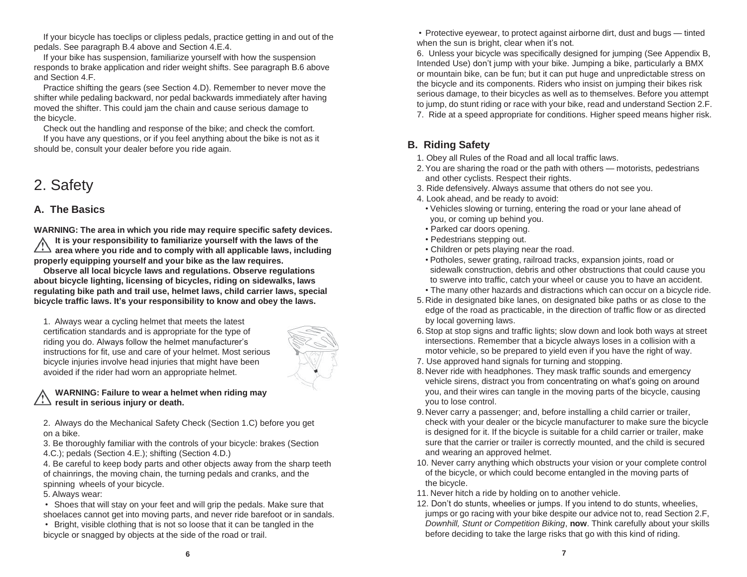If your bicycle has toeclips or clipless pedals, practice getting in and out of the pedals. See paragraph B.4 above and Section 4.E.4.

If your bike has suspension, familiarize yourself with how the suspension responds to brake application and rider weight shifts. See paragraph B.6 above and Section 4.F.

Practice shifting the gears (see Section 4.D). Remember to never move the shifter while pedaling backward, nor pedal backwards immediately after having moved the shifter. This could jam the chain and cause serious damage to the bicycle.

Check out the handling and response of the bike; and check the comfort.

If you have any questions, or if you feel anything about the bike is not as it should be, consult your dealer before you ride again.

# 2. Safety

## A. The Basics

**WARNING: The area in which you ride may require specific safety devices. It is your responsibility to familiarize yourself with the laws of the area where you ride and to comply with all applicable laws, including properly equipping yourself and your bike as the law requires.**

**Observe all local bicycle laws and regulations. Observe regulations about bicycle lighting, licensing of bicycles, riding on sidewalks, laws regulating bike path and trail use, helmet laws, child carrier laws, special bicycle traffic laws. It's your responsibility to know and obey the laws.**

1. Always wear a cycling helmet that meets the latest certification standards and is appropriate for the type of riding you do. Always follow the helmet manufacturer's instructions for fit, use and care of your helmet. Most serious bicycle injuries involve head injuries that might have been avoided if the rider had worn an appropriate helmet.

**WARNING: Failure to wear a helmet when riding may result in serious injury or death.**

2. Always do the Mechanical Safety Check (Section 1.C) before you get on a bike.
3. Be thoroughly familiar with the controls of your bicycle: brakes (Section 4.C.); pedals (Section 4.E.); shifting (Section 4.D.)
4. Be careful to keep body parts and other objects away from the sharp teeth of chainrings, the moving chain, the turning pedals and cranks, and the spinning wheels of your bicycle.
5. Always wear:
   - Shoes that will stay on your feet and will grip the pedals. Make sure that shoelaces cannot get into moving parts, and never ride barefoot or in sandals.
   - Bright, visible clothing that is not so loose that it can be tangled in the bicycle or snagged by objects at the side of the road or trail.
   - Protective eyewear, to protect against airborne dirt, dust and bugs — tinted when the sun is bright, clear when it's not.
6. Unless your bicycle was specifically designed for jumping (See Appendix B, Intended Use) don't jump with your bike. Jumping a bike, particularly a BMX or mountain bike, can be fun; but it can put huge and unpredictable stress on the bicycle and its components. Riders who insist on jumping their bikes risk serious damage, to their bicycles as well as to themselves. Before you attempt to jump, do stunt riding or race with your bike, read and understand Section 2.F.
7. Ride at a speed appropriate for conditions. Higher speed means higher risk.

## B. Riding Safety

1. Obey all Rules of the Road and all local traffic laws.
2. You are sharing the road or the path with others — motorists, pedestrians and other cyclists. Respect their rights.
3. Ride defensively. Always assume that others do not see you.
4. Look ahead, and be ready to avoid:
   - Vehicles slowing or turning, entering the road or your lane ahead of you, or coming up behind you.
   - Parked car doors opening.
   - Pedestrians stepping out.
   - Children or pets playing near the road.
   - Potholes, sewer grating, railroad tracks, expansion joints, road or sidewalk construction, debris and other obstructions that could cause you to swerve into traffic, catch your wheel or cause you to have an accident.
   - The many other hazards and distractions which can occur on a bicycle ride.
5. Ride in designated bike lanes, on designated bike paths or as close to the edge of the road as practicable, in the direction of traffic flow or as directed by local governing laws.
6. Stop at stop signs and traffic lights; slow down and look both ways at street intersections. Remember that a bicycle always loses in a collision with a motor vehicle, so be prepared to yield even if you have the right of way.
7. Use approved hand signals for turning and stopping.
8. Never ride with headphones. They mask traffic sounds and emergency vehicle sirens, distract you from concentrating on what's going on around you, and their wires can tangle in the moving parts of the bicycle, causing you to lose control.
9. Never carry a passenger; and, before installing a child carrier or trailer, check with your dealer or the bicycle manufacturer to make sure the bicycle is designed for it. If the bicycle is suitable for a child carrier or trailer, make sure that the carrier or trailer is correctly mounted, and the child is secured and wearing an approved helmet.
10. Never carry anything which obstructs your vision or your complete control of the bicycle, or which could become entangled in the moving parts of the bicycle.
11. Never hitch a ride by holding on to another vehicle.
12. Don't do stunts, wheelies or jumps. If you intend to do stunts, wheelies, jumps or go racing with your bike despite our advice not to, read Section 2.F, *Downhill, Stunt or Competition Biking*, **now**. Think carefully about your skills before deciding to take the large risks that go with this kind of riding.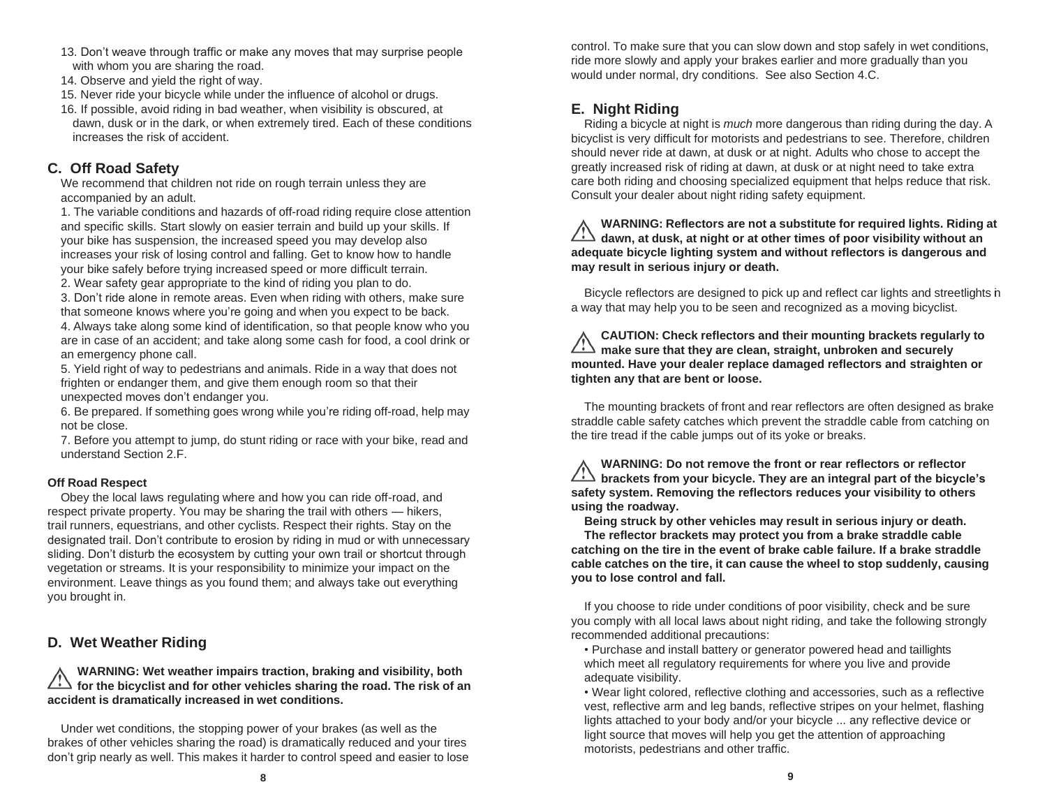13. Don't weave through traffic or make any moves that may surprise people with whom you are sharing the road.
14. Observe and yield the right of way.
15. Never ride your bicycle while under the influence of alcohol or drugs.
16. If possible, avoid riding in bad weather, when visibility is obscured, at dawn, dusk or in the dark, or when extremely tired. Each of these conditions increases the risk of accident.

## C. Off Road Safety

We recommend that children not ride on rough terrain unless they are accompanied by an adult.

1. The variable conditions and hazards of off-road riding require close attention and specific skills. Start slowly on easier terrain and build up your skills. If your bike has suspension, the increased speed you may develop also increases your risk of losing control and falling. Get to know how to handle your bike safely before trying increased speed or more difficult terrain.
2. Wear safety gear appropriate to the kind of riding you plan to do.
3. Don't ride alone in remote areas. Even when riding with others, make sure that someone knows where you're going and when you expect to be back.
4. Always take along some kind of identification, so that people know who you are in case of an accident; and take along some cash for food, a cool drink or an emergency phone call.
5. Yield right of way to pedestrians and animals. Ride in a way that does not frighten or endanger them, and give them enough room so that their unexpected moves don't endanger you.
6. Be prepared. If something goes wrong while you're riding off-road, help may not be close.
7. Before you attempt to jump, do stunt riding or race with your bike, read and understand Section 2.F.

**Off Road Respect**

Obey the local laws regulating where and how you can ride off-road, and respect private property. You may be sharing the trail with others — hikers, trail runners, equestrians, and other cyclists. Respect their rights. Stay on the designated trail. Don't contribute to erosion by riding in mud or with unnecessary sliding. Don't disturb the ecosystem by cutting your own trail or shortcut through vegetation or streams. It is your responsibility to minimize your impact on the environment. Leave things as you found them; and always take out everything you brought in.

## D. Wet Weather Riding

**⚠ WARNING: Wet weather impairs traction, braking and visibility, both for the bicyclist and for other vehicles sharing the road. The risk of an accident is dramatically increased in wet conditions.**

Under wet conditions, the stopping power of your brakes (as well as the brakes of other vehicles sharing the road) is dramatically reduced and your tires don't grip nearly as well. This makes it harder to control speed and easier to lose control. To make sure that you can slow down and stop safely in wet conditions, ride more slowly and apply your brakes earlier and more gradually than you would under normal, dry conditions. See also Section 4.C.

## E. Night Riding

Riding a bicycle at night is *much* more dangerous than riding during the day. A bicyclist is very difficult for motorists and pedestrians to see. Therefore, children should never ride at dawn, at dusk or at night. Adults who chose to accept the greatly increased risk of riding at dawn, at dusk or at night need to take extra care both riding and choosing specialized equipment that helps reduce that risk. Consult your dealer about night riding safety equipment.

**⚠ WARNING: Reflectors are not a substitute for required lights. Riding at dawn, at dusk, at night or at other times of poor visibility without an adequate bicycle lighting system and without reflectors is dangerous and may result in serious injury or death.**

Bicycle reflectors are designed to pick up and reflect car lights and streetlights in a way that may help you to be seen and recognized as a moving bicyclist.

**⚠ CAUTION: Check reflectors and their mounting brackets regularly to make sure that they are clean, straight, unbroken and securely mounted. Have your dealer replace damaged reflectors and straighten or tighten any that are bent or loose.**

The mounting brackets of front and rear reflectors are often designed as brake straddle cable safety catches which prevent the straddle cable from catching on the tire tread if the cable jumps out of its yoke or breaks.

**⚠ WARNING: Do not remove the front or rear reflectors or reflector brackets from your bicycle. They are an integral part of the bicycle's safety system. Removing the reflectors reduces your visibility to others using the roadway.**

**Being struck by other vehicles may result in serious injury or death.**

**The reflector brackets may protect you from a brake straddle cable catching on the tire in the event of brake cable failure. If a brake straddle cable catches on the tire, it can cause the wheel to stop suddenly, causing you to lose control and fall.**

If you choose to ride under conditions of poor visibility, check and be sure you comply with all local laws about night riding, and take the following strongly recommended additional precautions:

- Purchase and install battery or generator powered head and taillights which meet all regulatory requirements for where you live and provide adequate visibility.
- Wear light colored, reflective clothing and accessories, such as a reflective vest, reflective arm and leg bands, reflective stripes on your helmet, flashing lights attached to your body and/or your bicycle ... any reflective device or light source that moves will help you get the attention of approaching motorists, pedestrians and other traffic.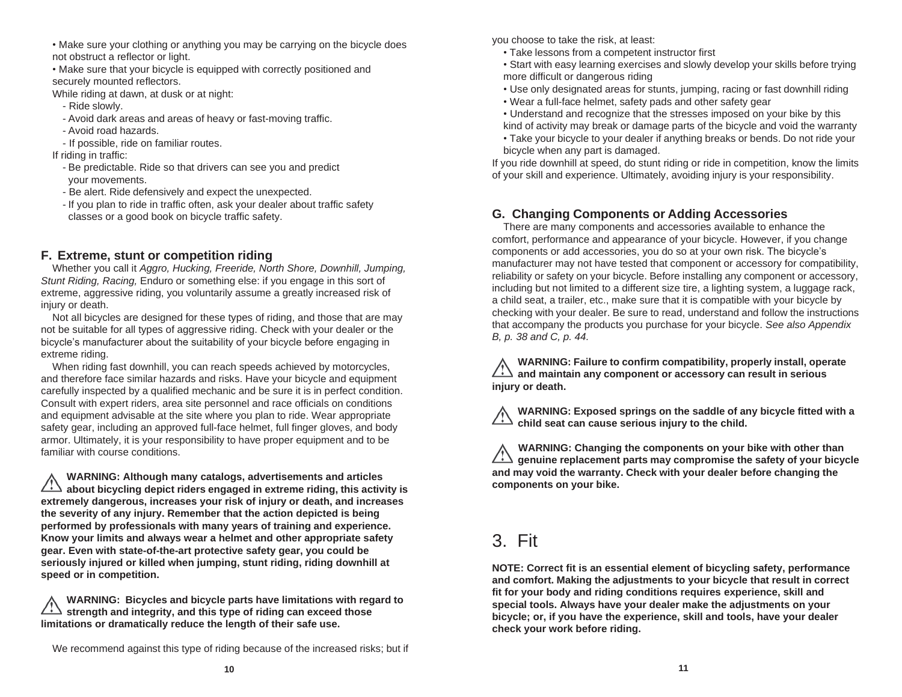• Make sure your clothing or anything you may be carrying on the bicycle does not obstruct a reflector or light.

• Make sure that your bicycle is equipped with correctly positioned and securely mounted reflectors.

While riding at dawn, at dusk or at night:

- Ride slowly.
- Avoid dark areas and areas of heavy or fast-moving traffic.
- Avoid road hazards.
- If possible, ride on familiar routes.

If riding in traffic:

- Be predictable. Ride so that drivers can see you and predict your movements.
- Be alert. Ride defensively and expect the unexpected.
- If you plan to ride in traffic often, ask your dealer about traffic safety classes or a good book on bicycle traffic safety.

## F. Extreme, stunt or competition riding

Whether you call it *Aggro, Hucking, Freeride, North Shore, Downhill, Jumping, Stunt Riding, Racing,* Enduro or something else: if you engage in this sort of extreme, aggressive riding, you voluntarily assume a greatly increased risk of injury or death.

Not all bicycles are designed for these types of riding, and those that are may not be suitable for all types of aggressive riding. Check with your dealer or the bicycle's manufacturer about the suitability of your bicycle before engaging in extreme riding.

When riding fast downhill, you can reach speeds achieved by motorcycles, and therefore face similar hazards and risks. Have your bicycle and equipment carefully inspected by a qualified mechanic and be sure it is in perfect condition. Consult with expert riders, area site personnel and race officials on conditions and equipment advisable at the site where you plan to ride. Wear appropriate safety gear, including an approved full-face helmet, full finger gloves, and body armor. Ultimately, it is your responsibility to have proper equipment and to be familiar with course conditions.

⚠ **WARNING: Although many catalogs, advertisements and articles about bicycling depict riders engaged in extreme riding, this activity is extremely dangerous, increases your risk of injury or death, and increases the severity of any injury. Remember that the action depicted is being performed by professionals with many years of training and experience. Know your limits and always wear a helmet and other appropriate safety gear. Even with state-of-the-art protective safety gear, you could be seriously injured or killed when jumping, stunt riding, riding downhill at speed or in competition.**

⚠ **WARNING: Bicycles and bicycle parts have limitations with regard to strength and integrity, and this type of riding can exceed those limitations or dramatically reduce the length of their safe use.**

We recommend against this type of riding because of the increased risks; but if you choose to take the risk, at least:

• Take lessons from a competent instructor first

• Start with easy learning exercises and slowly develop your skills before trying more difficult or dangerous riding

• Use only designated areas for stunts, jumping, racing or fast downhill riding

• Wear a full-face helmet, safety pads and other safety gear

• Understand and recognize that the stresses imposed on your bike by this kind of activity may break or damage parts of the bicycle and void the warranty

• Take your bicycle to your dealer if anything breaks or bends. Do not ride your bicycle when any part is damaged.

If you ride downhill at speed, do stunt riding or ride in competition, know the limits of your skill and experience. Ultimately, avoiding injury is your responsibility.

## G. Changing Components or Adding Accessories

There are many components and accessories available to enhance the comfort, performance and appearance of your bicycle. However, if you change components or add accessories, you do so at your own risk. The bicycle's manufacturer may not have tested that component or accessory for compatibility, reliability or safety on your bicycle. Before installing any component or accessory, including but not limited to a different size tire, a lighting system, a luggage rack, a child seat, a trailer, etc., make sure that it is compatible with your bicycle by checking with your dealer. Be sure to read, understand and follow the instructions that accompany the products you purchase for your bicycle. *See also Appendix B, p. 38 and C, p. 44.*

⚠ **WARNING: Failure to confirm compatibility, properly install, operate and maintain any component or accessory can result in serious injury or death.**

⚠ **WARNING: Exposed springs on the saddle of any bicycle fitted with a child seat can cause serious injury to the child.**

⚠ **WARNING: Changing the components on your bike with other than genuine replacement parts may compromise the safety of your bicycle and may void the warranty. Check with your dealer before changing the components on your bike.**

# 3. Fit

**NOTE: Correct fit is an essential element of bicycling safety, performance and comfort. Making the adjustments to your bicycle that result in correct fit for your body and riding conditions requires experience, skill and special tools. Always have your dealer make the adjustments on your bicycle; or, if you have the experience, skill and tools, have your dealer check your work before riding.**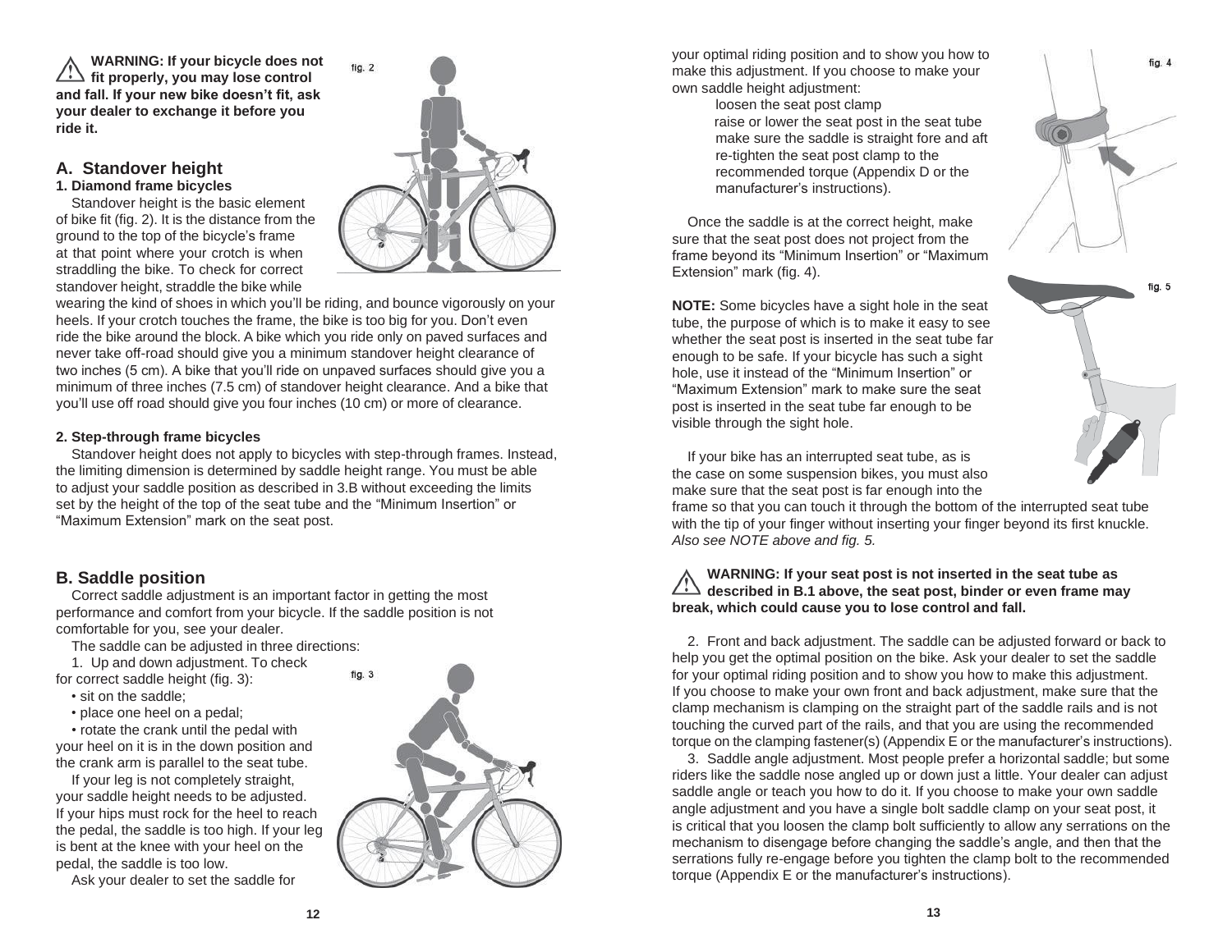⚠ **WARNING: If your bicycle does not fit properly, you may lose control and fall. If your new bike doesn't fit, ask your dealer to exchange it before you ride it.**

## A. Standover height

### 1. Diamond frame bicycles

Standover height is the basic element of bike fit (fig. 2). It is the distance from the ground to the top of the bicycle's frame at that point where your crotch is when straddling the bike. To check for correct standover height, straddle the bike while wearing the kind of shoes in which you'll be riding, and bounce vigorously on your heels. If your crotch touches the frame, the bike is too big for you. Don't even ride the bike around the block. A bike which you ride only on paved surfaces and never take off-road should give you a minimum standover height clearance of two inches (5 cm). A bike that you'll ride on unpaved surfaces should give you a minimum of three inches (7.5 cm) of standover height clearance. And a bike that you'll use off road should give you four inches (10 cm) or more of clearance.

### 2. Step-through frame bicycles

Standover height does not apply to bicycles with step-through frames. Instead, the limiting dimension is determined by saddle height range. You must be able to adjust your saddle position as described in 3.B without exceeding the limits set by the height of the top of the seat tube and the "Minimum Insertion" or "Maximum Extension" mark on the seat post.

## B. Saddle position

Correct saddle adjustment is an important factor in getting the most performance and comfort from your bicycle. If the saddle position is not comfortable for you, see your dealer.

The saddle can be adjusted in three directions:

1. Up and down adjustment. To check for correct saddle height (fig. 3):

- sit on the saddle;
- place one heel on a pedal;
- rotate the crank until the pedal with your heel on it is in the down position and the crank arm is parallel to the seat tube.

If your leg is not completely straight, your saddle height needs to be adjusted. If your hips must rock for the heel to reach the pedal, the saddle is too high. If your leg is bent at the knee with your heel on the pedal, the saddle is too low.

Ask your dealer to set the saddle for your optimal riding position and to show you how to make this adjustment. If you choose to make your own saddle height adjustment:

- loosen the seat post clamp
- raise or lower the seat post in the seat tube
- make sure the saddle is straight fore and aft
- re-tighten the seat post clamp to the recommended torque (Appendix D or the manufacturer's instructions).

Once the saddle is at the correct height, make sure that the seat post does not project from the frame beyond its "Minimum Insertion" or "Maximum Extension" mark (fig. 4).

**NOTE:** Some bicycles have a sight hole in the seat tube, the purpose of which is to make it easy to see whether the seat post is inserted in the seat tube far enough to be safe. If your bicycle has such a sight hole, use it instead of the "Minimum Insertion" or "Maximum Extension" mark to make sure the seat post is inserted in the seat tube far enough to be visible through the sight hole.

If your bike has an interrupted seat tube, as is the case on some suspension bikes, you must also make sure that the seat post is far enough into the frame so that you can touch it through the bottom of the interrupted seat tube with the tip of your finger without inserting your finger beyond its first knuckle. *Also see NOTE above and fig. 5.*

⚠ **WARNING: If your seat post is not inserted in the seat tube as described in B.1 above, the seat post, binder or even frame may break, which could cause you to lose control and fall.**

2. Front and back adjustment. The saddle can be adjusted forward or back to help you get the optimal position on the bike. Ask your dealer to set the saddle for your optimal riding position and to show you how to make this adjustment. If you choose to make your own front and back adjustment, make sure that the clamp mechanism is clamping on the straight part of the saddle rails and is not touching the curved part of the rails, and that you are using the recommended torque on the clamping fastener(s) (Appendix E or the manufacturer's instructions).

3. Saddle angle adjustment. Most people prefer a horizontal saddle; but some riders like the saddle nose angled up or down just a little. Your dealer can adjust saddle angle or teach you how to do it. If you choose to make your own saddle angle adjustment and you have a single bolt saddle clamp on your seat post, it is critical that you loosen the clamp bolt sufficiently to allow any serrations on the mechanism to disengage before changing the saddle's angle, and then that the serrations fully re-engage before you tighten the clamp bolt to the recommended torque (Appendix E or the manufacturer's instructions).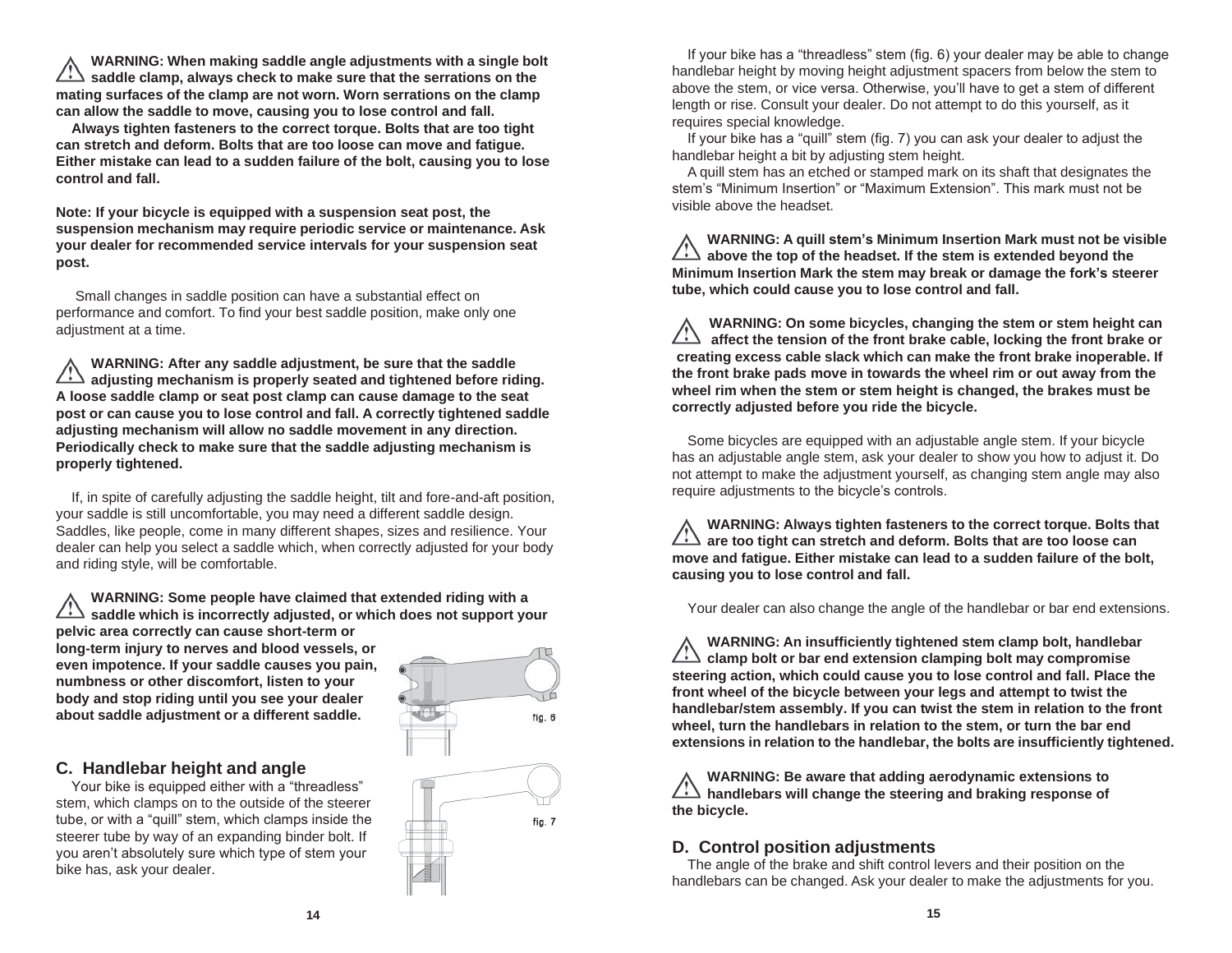**⚠ WARNING: When making saddle angle adjustments with a single bolt saddle clamp, always check to make sure that the serrations on the mating surfaces of the clamp are not worn. Worn serrations on the clamp can allow the saddle to move, causing you to lose control and fall.**

**Always tighten fasteners to the correct torque. Bolts that are too tight can stretch and deform. Bolts that are too loose can move and fatigue. Either mistake can lead to a sudden failure of the bolt, causing you to lose control and fall.**

**Note: If your bicycle is equipped with a suspension seat post, the suspension mechanism may require periodic service or maintenance. Ask your dealer for recommended service intervals for your suspension seat post.**

Small changes in saddle position can have a substantial effect on performance and comfort. To find your best saddle position, make only one adjustment at a time.

**⚠ WARNING: After any saddle adjustment, be sure that the saddle adjusting mechanism is properly seated and tightened before riding. A loose saddle clamp or seat post clamp can cause damage to the seat post or can cause you to lose control and fall. A correctly tightened saddle adjusting mechanism will allow no saddle movement in any direction. Periodically check to make sure that the saddle adjusting mechanism is properly tightened.**

If, in spite of carefully adjusting the saddle height, tilt and fore-and-aft position, your saddle is still uncomfortable, you may need a different saddle design. Saddles, like people, come in many different shapes, sizes and resilience. Your dealer can help you select a saddle which, when correctly adjusted for your body and riding style, will be comfortable.

**⚠ WARNING: Some people have claimed that extended riding with a saddle which is incorrectly adjusted, or which does not support your pelvic area correctly can cause short-term or long-term injury to nerves and blood vessels, or even impotence. If your saddle causes you pain, numbness or other discomfort, listen to your body and stop riding until you see your dealer about saddle adjustment or a different saddle.**

fig. 6

## C. Handlebar height and angle

Your bike is equipped either with a "threadless" stem, which clamps on to the outside of the steerer tube, or with a "quill" stem, which clamps inside the steerer tube by way of an expanding binder bolt. If you aren't absolutely sure which type of stem your bike has, ask your dealer.

fig. 7

If your bike has a "threadless" stem (fig. 6) your dealer may be able to change handlebar height by moving height adjustment spacers from below the stem to above the stem, or vice versa. Otherwise, you'll have to get a stem of different length or rise. Consult your dealer. Do not attempt to do this yourself, as it requires special knowledge.

If your bike has a "quill" stem (fig. 7) you can ask your dealer to adjust the handlebar height a bit by adjusting stem height.

A quill stem has an etched or stamped mark on its shaft that designates the stem's "Minimum Insertion" or "Maximum Extension". This mark must not be visible above the headset.

**⚠ WARNING: A quill stem's Minimum Insertion Mark must not be visible above the top of the headset. If the stem is extended beyond the Minimum Insertion Mark the stem may break or damage the fork's steerer tube, which could cause you to lose control and fall.**

**⚠ WARNING: On some bicycles, changing the stem or stem height can affect the tension of the front brake cable, locking the front brake or creating excess cable slack which can make the front brake inoperable. If the front brake pads move in towards the wheel rim or out away from the wheel rim when the stem or stem height is changed, the brakes must be correctly adjusted before you ride the bicycle.**

Some bicycles are equipped with an adjustable angle stem. If your bicycle has an adjustable angle stem, ask your dealer to show you how to adjust it. Do not attempt to make the adjustment yourself, as changing stem angle may also require adjustments to the bicycle's controls.

**⚠ WARNING: Always tighten fasteners to the correct torque. Bolts that are too tight can stretch and deform. Bolts that are too loose can move and fatigue. Either mistake can lead to a sudden failure of the bolt, causing you to lose control and fall.**

Your dealer can also change the angle of the handlebar or bar end extensions.

**⚠ WARNING: An insufficiently tightened stem clamp bolt, handlebar clamp bolt or bar end extension clamping bolt may compromise steering action, which could cause you to lose control and fall. Place the front wheel of the bicycle between your legs and attempt to twist the handlebar/stem assembly. If you can twist the stem in relation to the front wheel, turn the handlebars in relation to the stem, or turn the bar end extensions in relation to the handlebar, the bolts are insufficiently tightened.**

**⚠ WARNING: Be aware that adding aerodynamic extensions to handlebars will change the steering and braking response of the bicycle.**

## D. Control position adjustments

The angle of the brake and shift control levers and their position on the handlebars can be changed. Ask your dealer to make the adjustments for you.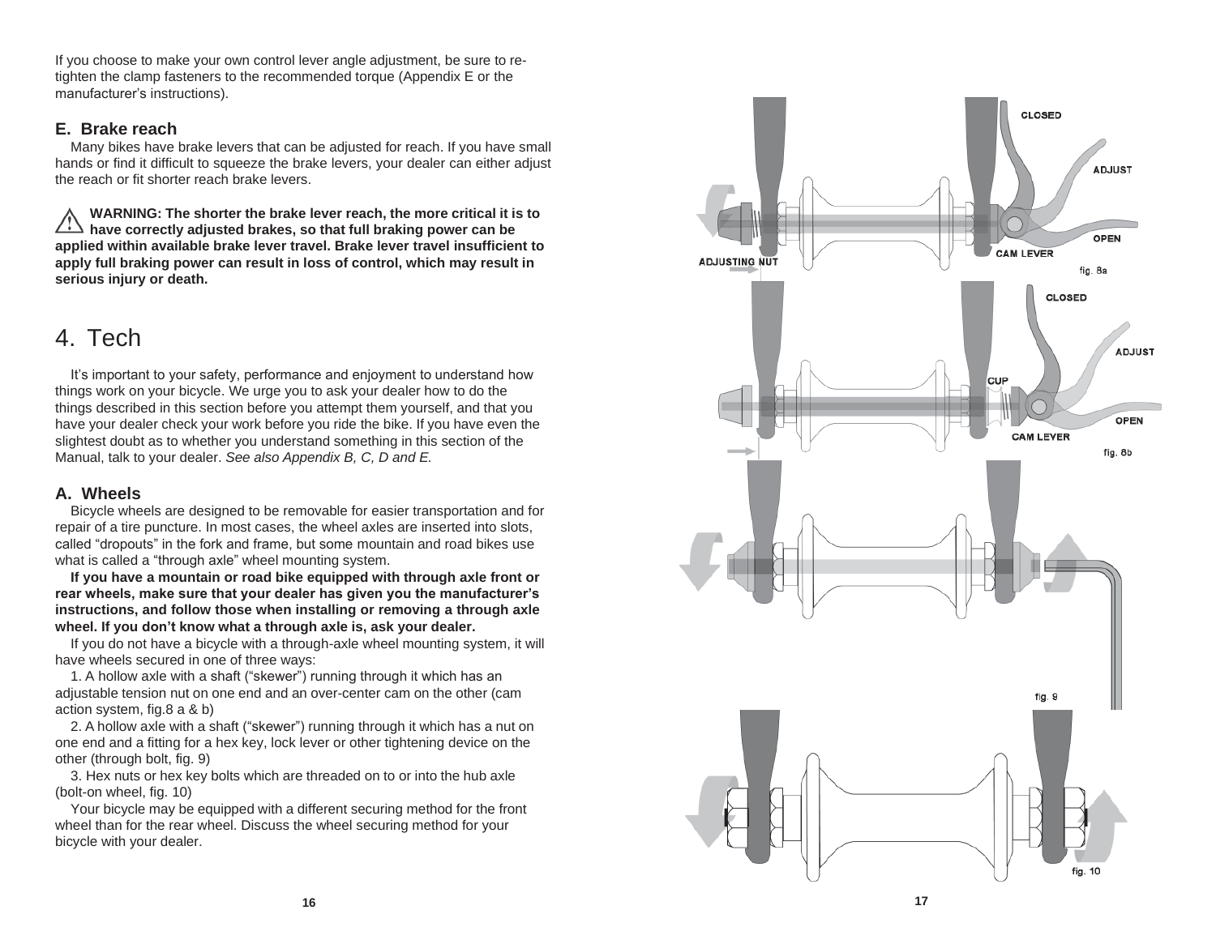If you choose to make your own control lever angle adjustment, be sure to re-tighten the clamp fasteners to the recommended torque (Appendix E or the manufacturer's instructions).

### E. Brake reach

Many bikes have brake levers that can be adjusted for reach. If you have small hands or find it difficult to squeeze the brake levers, your dealer can either adjust the reach or fit shorter reach brake levers.

**WARNING: The shorter the brake lever reach, the more critical it is to have correctly adjusted brakes, so that full braking power can be applied within available brake lever travel. Brake lever travel insufficient to apply full braking power can result in loss of control, which may result in serious injury or death.**

# 4. Tech

It's important to your safety, performance and enjoyment to understand how things work on your bicycle. We urge you to ask your dealer how to do the things described in this section before you attempt them yourself, and that you have your dealer check your work before you ride the bike. If you have even the slightest doubt as to whether you understand something in this section of the Manual, talk to your dealer. *See also Appendix B, C, D and E.*

### A. Wheels

Bicycle wheels are designed to be removable for easier transportation and for repair of a tire puncture. In most cases, the wheel axles are inserted into slots, called "dropouts" in the fork and frame, but some mountain and road bikes use what is called a "through axle" wheel mounting system.

**If you have a mountain or road bike equipped with through axle front or rear wheels, make sure that your dealer has given you the manufacturer's instructions, and follow those when installing or removing a through axle wheel. If you don't know what a through axle is, ask your dealer.**

If you do not have a bicycle with a through-axle wheel mounting system, it will have wheels secured in one of three ways:

1. A hollow axle with a shaft ("skewer") running through it which has an adjustable tension nut on one end and an over-center cam on the other (cam action system, fig.8 a & b)

2. A hollow axle with a shaft ("skewer") running through it which has a nut on one end and a fitting for a hex key, lock lever or other tightening device on the other (through bolt, fig. 9)

3. Hex nuts or hex key bolts which are threaded on to or into the hub axle (bolt-on wheel, fig. 10)

Your bicycle may be equipped with a different securing method for the front wheel than for the rear wheel. Discuss the wheel securing method for your bicycle with your dealer.

CLOSED
ADJUST
OPEN
ADJUSTING NUT
CAM LEVER
fig. 8a

CLOSED
ADJUST
CUP
OPEN
CAM LEVER
fig. 8b

fig. 9

fig. 10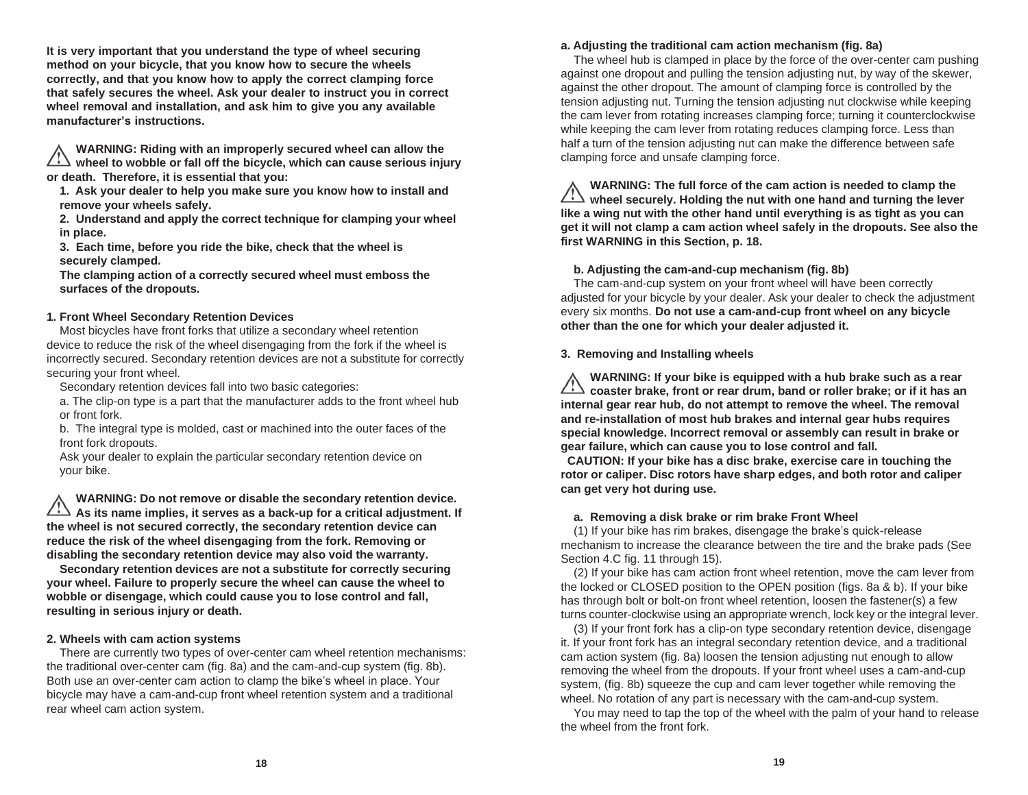**It is very important that you understand the type of wheel securing method on your bicycle, that you know how to secure the wheels correctly, and that you know how to apply the correct clamping force that safely secures the wheel. Ask your dealer to instruct you in correct wheel removal and installation, and ask him to give you any available manufacturer's instructions.**

⚠ **WARNING: Riding with an improperly secured wheel can allow the wheel to wobble or fall off the bicycle, which can cause serious injury or death. Therefore, it is essential that you:**

**1. Ask your dealer to help you make sure you know how to install and remove your wheels safely.**

**2. Understand and apply the correct technique for clamping your wheel in place.**

**3. Each time, before you ride the bike, check that the wheel is securely clamped.**

**The clamping action of a correctly secured wheel must emboss the surfaces of the dropouts.**

**1. Front Wheel Secondary Retention Devices**

Most bicycles have front forks that utilize a secondary wheel retention device to reduce the risk of the wheel disengaging from the fork if the wheel is incorrectly secured. Secondary retention devices are not a substitute for correctly securing your front wheel.

Secondary retention devices fall into two basic categories:

a. The clip-on type is a part that the manufacturer adds to the front wheel hub or front fork.

b. The integral type is molded, cast or machined into the outer faces of the front fork dropouts.

Ask your dealer to explain the particular secondary retention device on your bike.

⚠ **WARNING: Do not remove or disable the secondary retention device. As its name implies, it serves as a back-up for a critical adjustment. If the wheel is not secured correctly, the secondary retention device can reduce the risk of the wheel disengaging from the fork. Removing or disabling the secondary retention device may also void the warranty.**

**Secondary retention devices are not a substitute for correctly securing your wheel. Failure to properly secure the wheel can cause the wheel to wobble or disengage, which could cause you to lose control and fall, resulting in serious injury or death.**

**2. Wheels with cam action systems**

There are currently two types of over-center cam wheel retention mechanisms: the traditional over-center cam (fig. 8a) and the cam-and-cup system (fig. 8b). Both use an over-center cam action to clamp the bike's wheel in place. Your bicycle may have a cam-and-cup front wheel retention system and a traditional rear wheel cam action system.

**a. Adjusting the traditional cam action mechanism (fig. 8a)**

The wheel hub is clamped in place by the force of the over-center cam pushing against one dropout and pulling the tension adjusting nut, by way of the skewer, against the other dropout. The amount of clamping force is controlled by the tension adjusting nut. Turning the tension adjusting nut clockwise while keeping the cam lever from rotating increases clamping force; turning it counterclockwise while keeping the cam lever from rotating reduces clamping force. Less than half a turn of the tension adjusting nut can make the difference between safe clamping force and unsafe clamping force.

⚠ **WARNING: The full force of the cam action is needed to clamp the wheel securely. Holding the nut with one hand and turning the lever like a wing nut with the other hand until everything is as tight as you can get it will not clamp a cam action wheel safely in the dropouts. See also the first WARNING in this Section, p. 18.**

**b. Adjusting the cam-and-cup mechanism (fig. 8b)**

The cam-and-cup system on your front wheel will have been correctly adjusted for your bicycle by your dealer. Ask your dealer to check the adjustment every six months. **Do not use a cam-and-cup front wheel on any bicycle other than the one for which your dealer adjusted it.**

**3. Removing and Installing wheels**

⚠ **WARNING: If your bike is equipped with a hub brake such as a rear coaster brake, front or rear drum, band or roller brake; or if it has an internal gear rear hub, do not attempt to remove the wheel. The removal and re-installation of most hub brakes and internal gear hubs requires special knowledge. Incorrect removal or assembly can result in brake or gear failure, which can cause you to lose control and fall.**

**CAUTION: If your bike has a disc brake, exercise care in touching the rotor or caliper. Disc rotors have sharp edges, and both rotor and caliper can get very hot during use.**

**a. Removing a disk brake or rim brake Front Wheel**

(1) If your bike has rim brakes, disengage the brake's quick-release mechanism to increase the clearance between the tire and the brake pads (See Section 4.C fig. 11 through 15).

(2) If your bike has cam action front wheel retention, move the cam lever from the locked or CLOSED position to the OPEN position (figs. 8a & b). If your bike has through bolt or bolt-on front wheel retention, loosen the fastener(s) a few turns counter-clockwise using an appropriate wrench, lock key or the integral lever.

(3) If your front fork has a clip-on type secondary retention device, disengage it. If your front fork has an integral secondary retention device, and a traditional cam action system (fig. 8a) loosen the tension adjusting nut enough to allow removing the wheel from the dropouts. If your front wheel uses a cam-and-cup system, (fig. 8b) squeeze the cup and cam lever together while removing the wheel. No rotation of any part is necessary with the cam-and-cup system.

You may need to tap the top of the wheel with the palm of your hand to release the wheel from the front fork.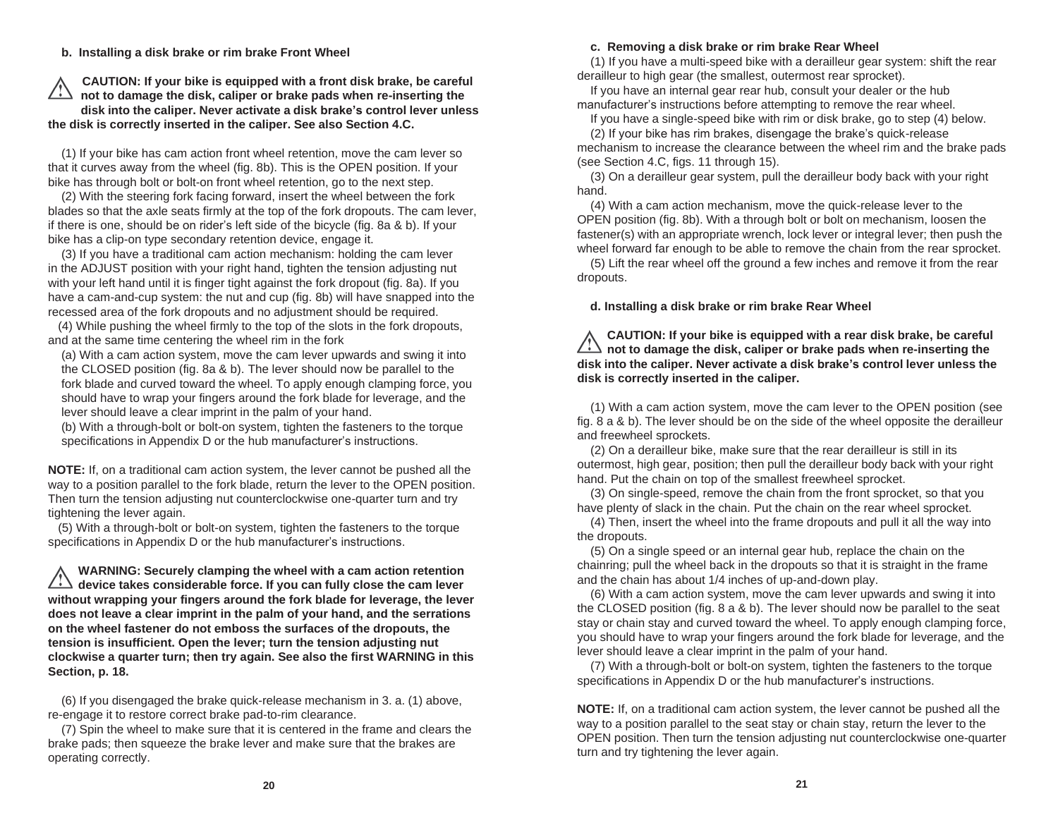### b. Installing a disk brake or rim brake Front Wheel

**CAUTION: If your bike is equipped with a front disk brake, be careful not to damage the disk, caliper or brake pads when re-inserting the disk into the caliper. Never activate a disk brake's control lever unless the disk is correctly inserted in the caliper. See also Section 4.C.**

(1) If your bike has cam action front wheel retention, move the cam lever so that it curves away from the wheel (fig. 8b). This is the OPEN position. If your bike has through bolt or bolt-on front wheel retention, go to the next step.

(2) With the steering fork facing forward, insert the wheel between the fork blades so that the axle seats firmly at the top of the fork dropouts. The cam lever, if there is one, should be on rider's left side of the bicycle (fig. 8a & b). If your bike has a clip-on type secondary retention device, engage it.

(3) If you have a traditional cam action mechanism: holding the cam lever in the ADJUST position with your right hand, tighten the tension adjusting nut with your left hand until it is finger tight against the fork dropout (fig. 8a). If you have a cam-and-cup system: the nut and cup (fig. 8b) will have snapped into the recessed area of the fork dropouts and no adjustment should be required.

(4) While pushing the wheel firmly to the top of the slots in the fork dropouts, and at the same time centering the wheel rim in the fork

(a) With a cam action system, move the cam lever upwards and swing it into the CLOSED position (fig. 8a & b). The lever should now be parallel to the fork blade and curved toward the wheel. To apply enough clamping force, you should have to wrap your fingers around the fork blade for leverage, and the lever should leave a clear imprint in the palm of your hand.

(b) With a through-bolt or bolt-on system, tighten the fasteners to the torque specifications in Appendix D or the hub manufacturer's instructions.

**NOTE:** If, on a traditional cam action system, the lever cannot be pushed all the way to a position parallel to the fork blade, return the lever to the OPEN position. Then turn the tension adjusting nut counterclockwise one-quarter turn and try tightening the lever again.

(5) With a through-bolt or bolt-on system, tighten the fasteners to the torque specifications in Appendix D or the hub manufacturer's instructions.

**WARNING: Securely clamping the wheel with a cam action retention device takes considerable force. If you can fully close the cam lever without wrapping your fingers around the fork blade for leverage, the lever does not leave a clear imprint in the palm of your hand, and the serrations on the wheel fastener do not emboss the surfaces of the dropouts, the tension is insufficient. Open the lever; turn the tension adjusting nut clockwise a quarter turn; then try again. See also the first WARNING in this Section, p. 18.**

(6) If you disengaged the brake quick-release mechanism in 3. a. (1) above, re-engage it to restore correct brake pad-to-rim clearance.

(7) Spin the wheel to make sure that it is centered in the frame and clears the brake pads; then squeeze the brake lever and make sure that the brakes are operating correctly.

### c. Removing a disk brake or rim brake Rear Wheel

(1) If you have a multi-speed bike with a derailleur gear system: shift the rear derailleur to high gear (the smallest, outermost rear sprocket).

If you have an internal gear rear hub, consult your dealer or the hub manufacturer's instructions before attempting to remove the rear wheel.

If you have a single-speed bike with rim or disk brake, go to step (4) below.

(2) If your bike has rim brakes, disengage the brake's quick-release mechanism to increase the clearance between the wheel rim and the brake pads (see Section 4.C, figs. 11 through 15).

(3) On a derailleur gear system, pull the derailleur body back with your right hand.

(4) With a cam action mechanism, move the quick-release lever to the OPEN position (fig. 8b). With a through bolt or bolt on mechanism, loosen the fastener(s) with an appropriate wrench, lock lever or integral lever; then push the wheel forward far enough to be able to remove the chain from the rear sprocket.

(5) Lift the rear wheel off the ground a few inches and remove it from the rear dropouts.

### d. Installing a disk brake or rim brake Rear Wheel

**CAUTION: If your bike is equipped with a rear disk brake, be careful not to damage the disk, caliper or brake pads when re-inserting the disk into the caliper. Never activate a disk brake's control lever unless the disk is correctly inserted in the caliper.**

(1) With a cam action system, move the cam lever to the OPEN position (see fig. 8 a & b). The lever should be on the side of the wheel opposite the derailleur and freewheel sprockets.

(2) On a derailleur bike, make sure that the rear derailleur is still in its outermost, high gear, position; then pull the derailleur body back with your right hand. Put the chain on top of the smallest freewheel sprocket.

(3) On single-speed, remove the chain from the front sprocket, so that you have plenty of slack in the chain. Put the chain on the rear wheel sprocket.

(4) Then, insert the wheel into the frame dropouts and pull it all the way into the dropouts.

(5) On a single speed or an internal gear hub, replace the chain on the chainring; pull the wheel back in the dropouts so that it is straight in the frame and the chain has about 1/4 inches of up-and-down play.

(6) With a cam action system, move the cam lever upwards and swing it into the CLOSED position (fig. 8 a & b). The lever should now be parallel to the seat stay or chain stay and curved toward the wheel. To apply enough clamping force, you should have to wrap your fingers around the fork blade for leverage, and the lever should leave a clear imprint in the palm of your hand.

(7) With a through-bolt or bolt-on system, tighten the fasteners to the torque specifications in Appendix D or the hub manufacturer's instructions.

**NOTE:** If, on a traditional cam action system, the lever cannot be pushed all the way to a position parallel to the seat stay or chain stay, return the lever to the OPEN position. Then turn the tension adjusting nut counterclockwise one-quarter turn and try tightening the lever again.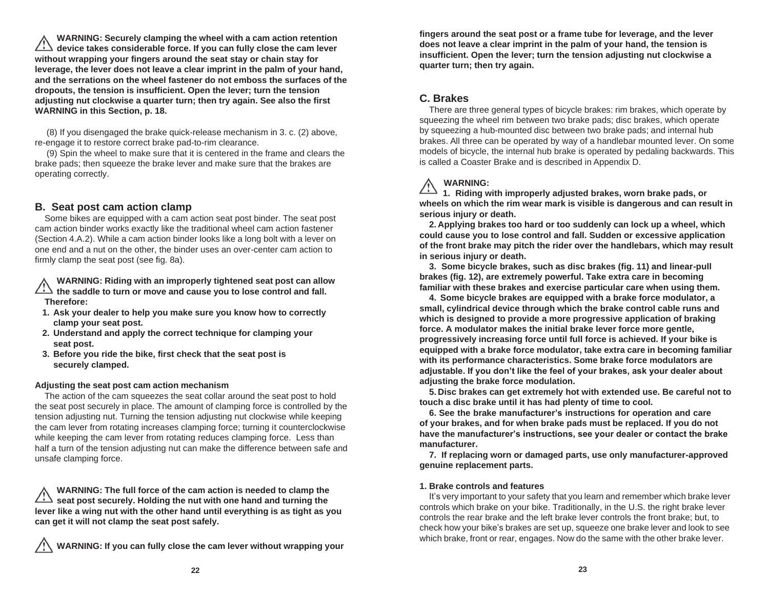**⚠ WARNING: Securely clamping the wheel with a cam action retention device takes considerable force. If you can fully close the cam lever without wrapping your fingers around the seat stay or chain stay for leverage, the lever does not leave a clear imprint in the palm of your hand, and the serrations on the wheel fastener do not emboss the surfaces of the dropouts, the tension is insufficient. Open the lever; turn the tension adjusting nut clockwise a quarter turn; then try again. See also the first WARNING in this Section, p. 18.**

(8) If you disengaged the brake quick-release mechanism in 3. c. (2) above, re-engage it to restore correct brake pad-to-rim clearance.

(9) Spin the wheel to make sure that it is centered in the frame and clears the brake pads; then squeeze the brake lever and make sure that the brakes are operating correctly.

## B. Seat post cam action clamp

Some bikes are equipped with a cam action seat post binder. The seat post cam action binder works exactly like the traditional wheel cam action fastener (Section 4.A.2). While a cam action binder looks like a long bolt with a lever on one end and a nut on the other, the binder uses an over-center cam action to firmly clamp the seat post (see fig. 8a).

**⚠ WARNING: Riding with an improperly tightened seat post can allow the saddle to turn or move and cause you to lose control and fall. Therefore:**

1. **Ask your dealer to help you make sure you know how to correctly clamp your seat post.**
2. **Understand and apply the correct technique for clamping your seat post.**
3. **Before you ride the bike, first check that the seat post is securely clamped.**

#### Adjusting the seat post cam action mechanism

The action of the cam squeezes the seat collar around the seat post to hold the seat post securely in place. The amount of clamping force is controlled by the tension adjusting nut. Turning the tension adjusting nut clockwise while keeping the cam lever from rotating increases clamping force; turning it counterclockwise while keeping the cam lever from rotating reduces clamping force. Less than half a turn of the tension adjusting nut can make the difference between safe and unsafe clamping force.

**⚠ WARNING: The full force of the cam action is needed to clamp the seat post securely. Holding the nut with one hand and turning the lever like a wing nut with the other hand until everything is as tight as you can get it will not clamp the seat post safely.**

**⚠ WARNING: If you can fully close the cam lever without wrapping your fingers around the seat post or a frame tube for leverage, and the lever does not leave a clear imprint in the palm of your hand, the tension is insufficient. Open the lever; turn the tension adjusting nut clockwise a quarter turn; then try again.**

## C. Brakes

There are three general types of bicycle brakes: rim brakes, which operate by squeezing the wheel rim between two brake pads; disc brakes, which operate by squeezing a hub-mounted disc between two brake pads; and internal hub brakes. All three can be operated by way of a handlebar mounted lever. On some models of bicycle, the internal hub brake is operated by pedaling backwards. This is called a Coaster Brake and is described in Appendix D.

**⚠ WARNING:**

**1. Riding with improperly adjusted brakes, worn brake pads, or wheels on which the rim wear mark is visible is dangerous and can result in serious injury or death.**

**2. Applying brakes too hard or too suddenly can lock up a wheel, which could cause you to lose control and fall. Sudden or excessive application of the front brake may pitch the rider over the handlebars, which may result in serious injury or death.**

**3. Some bicycle brakes, such as disc brakes (fig. 11) and linear-pull brakes (fig. 12), are extremely powerful. Take extra care in becoming familiar with these brakes and exercise particular care when using them.**

**4. Some bicycle brakes are equipped with a brake force modulator, a small, cylindrical device through which the brake control cable runs and which is designed to provide a more progressive application of braking force. A modulator makes the initial brake lever force more gentle, progressively increasing force until full force is achieved. If your bike is equipped with a brake force modulator, take extra care in becoming familiar with its performance characteristics. Some brake force modulators are adjustable. If you don't like the feel of your brakes, ask your dealer about adjusting the brake force modulation.**

**5. Disc brakes can get extremely hot with extended use. Be careful not to touch a disc brake until it has had plenty of time to cool.**

**6. See the brake manufacturer's instructions for operation and care of your brakes, and for when brake pads must be replaced. If you do not have the manufacturer's instructions, see your dealer or contact the brake manufacturer.**

**7. If replacing worn or damaged parts, use only manufacturer-approved genuine replacement parts.**

#### 1. Brake controls and features

It's very important to your safety that you learn and remember which brake lever controls which brake on your bike. Traditionally, in the U.S. the right brake lever controls the rear brake and the left brake lever controls the front brake; but, to check how your bike's brakes are set up, squeeze one brake lever and look to see which brake, front or rear, engages. Now do the same with the other brake lever.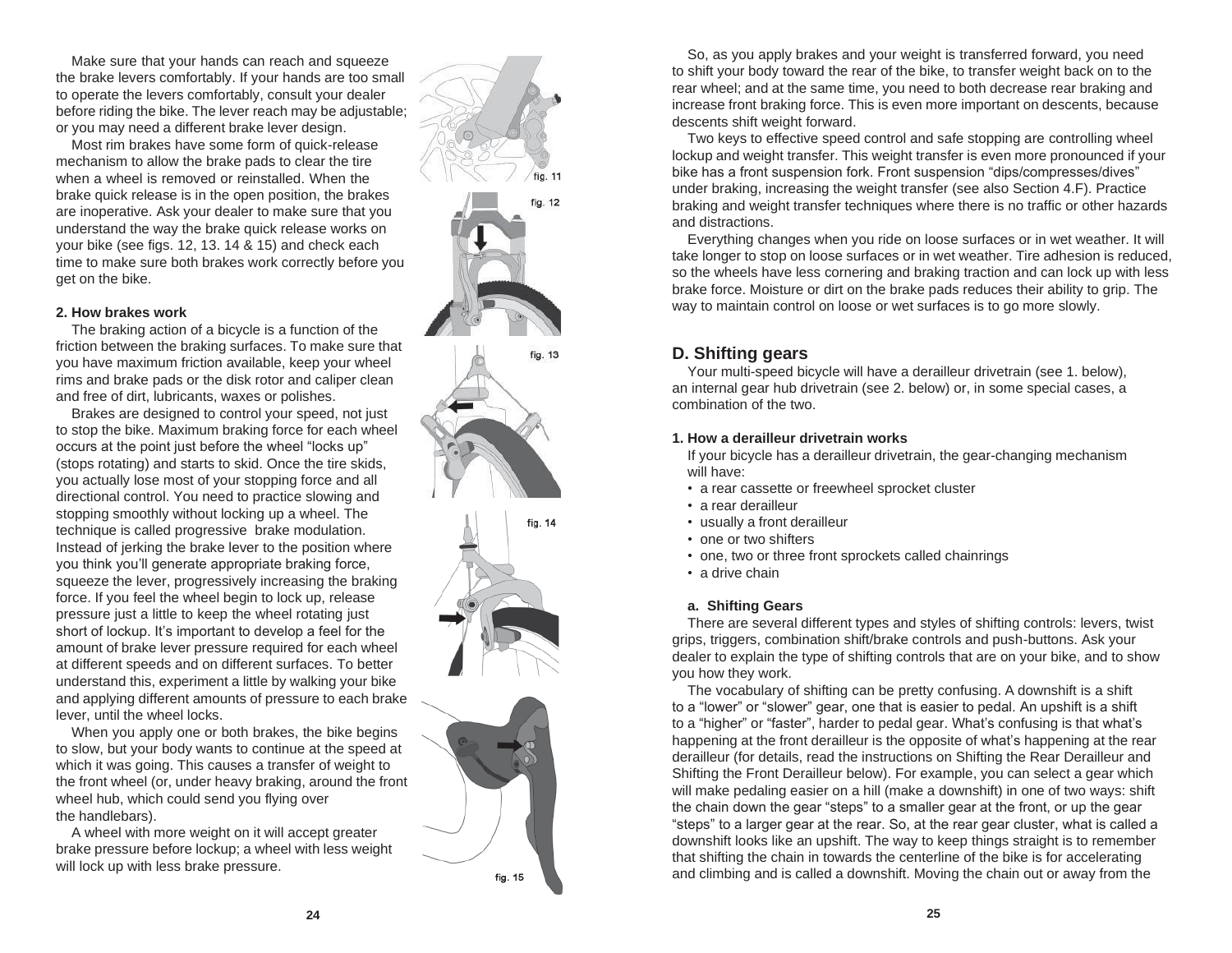Make sure that your hands can reach and squeeze the brake levers comfortably. If your hands are too small to operate the levers comfortably, consult your dealer before riding the bike. The lever reach may be adjustable; or you may need a different brake lever design.

Most rim brakes have some form of quick-release mechanism to allow the brake pads to clear the tire when a wheel is removed or reinstalled. When the brake quick release is in the open position, the brakes are inoperative. Ask your dealer to make sure that you understand the way the brake quick release works on your bike (see figs. 12, 13. 14 & 15) and check each time to make sure both brakes work correctly before you get on the bike.

fig. 11

fig. 12

fig. 13

fig. 14

fig. 15

#### 2. How brakes work

The braking action of a bicycle is a function of the friction between the braking surfaces. To make sure that you have maximum friction available, keep your wheel rims and brake pads or the disk rotor and caliper clean and free of dirt, lubricants, waxes or polishes.

Brakes are designed to control your speed, not just to stop the bike. Maximum braking force for each wheel occurs at the point just before the wheel "locks up" (stops rotating) and starts to skid. Once the tire skids, you actually lose most of your stopping force and all directional control. You need to practice slowing and stopping smoothly without locking up a wheel. The technique is called progressive brake modulation. Instead of jerking the brake lever to the position where you think you'll generate appropriate braking force, squeeze the lever, progressively increasing the braking force. If you feel the wheel begin to lock up, release pressure just a little to keep the wheel rotating just short of lockup. It's important to develop a feel for the amount of brake lever pressure required for each wheel at different speeds and on different surfaces. To better understand this, experiment a little by walking your bike and applying different amounts of pressure to each brake lever, until the wheel locks.

When you apply one or both brakes, the bike begins to slow, but your body wants to continue at the speed at which it was going. This causes a transfer of weight to the front wheel (or, under heavy braking, around the front wheel hub, which could send you flying over the handlebars).

A wheel with more weight on it will accept greater brake pressure before lockup; a wheel with less weight will lock up with less brake pressure.

So, as you apply brakes and your weight is transferred forward, you need to shift your body toward the rear of the bike, to transfer weight back on to the rear wheel; and at the same time, you need to both decrease rear braking and increase front braking force. This is even more important on descents, because descents shift weight forward.

Two keys to effective speed control and safe stopping are controlling wheel lockup and weight transfer. This weight transfer is even more pronounced if your bike has a front suspension fork. Front suspension "dips/compresses/dives" under braking, increasing the weight transfer (see also Section 4.F). Practice braking and weight transfer techniques where there is no traffic or other hazards and distractions.

Everything changes when you ride on loose surfaces or in wet weather. It will take longer to stop on loose surfaces or in wet weather. Tire adhesion is reduced, so the wheels have less cornering and braking traction and can lock up with less brake force. Moisture or dirt on the brake pads reduces their ability to grip. The way to maintain control on loose or wet surfaces is to go more slowly.

## D. Shifting gears

Your multi-speed bicycle will have a derailleur drivetrain (see 1. below), an internal gear hub drivetrain (see 2. below) or, in some special cases, a combination of the two.

#### 1. How a derailleur drivetrain works

If your bicycle has a derailleur drivetrain, the gear-changing mechanism will have:

- a rear cassette or freewheel sprocket cluster
- a rear derailleur
- usually a front derailleur
- one or two shifters
- one, two or three front sprockets called chainrings
- a drive chain

#### a. Shifting Gears

There are several different types and styles of shifting controls: levers, twist grips, triggers, combination shift/brake controls and push-buttons. Ask your dealer to explain the type of shifting controls that are on your bike, and to show you how they work.

The vocabulary of shifting can be pretty confusing. A downshift is a shift to a "lower" or "slower" gear, one that is easier to pedal. An upshift is a shift to a "higher" or "faster", harder to pedal gear. What's confusing is that what's happening at the front derailleur is the opposite of what's happening at the rear derailleur (for details, read the instructions on Shifting the Rear Derailleur and Shifting the Front Derailleur below). For example, you can select a gear which will make pedaling easier on a hill (make a downshift) in one of two ways: shift the chain down the gear "steps" to a smaller gear at the front, or up the gear "steps" to a larger gear at the rear. So, at the rear gear cluster, what is called a downshift looks like an upshift. The way to keep things straight is to remember that shifting the chain in towards the centerline of the bike is for accelerating and climbing and is called a downshift. Moving the chain out or away from the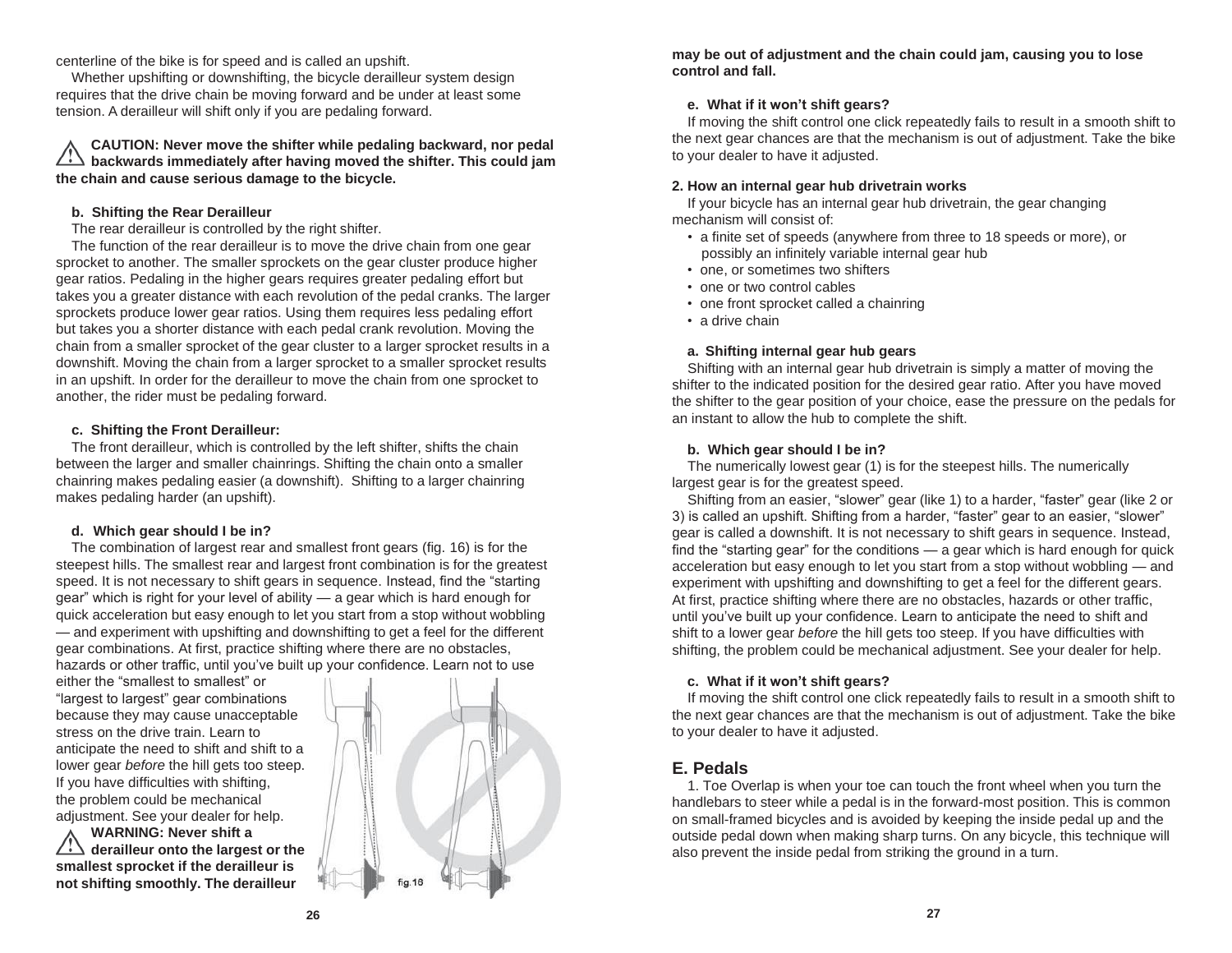centerline of the bike is for speed and is called an upshift.

Whether upshifting or downshifting, the bicycle derailleur system design requires that the drive chain be moving forward and be under at least some tension. A derailleur will shift only if you are pedaling forward.

**CAUTION: Never move the shifter while pedaling backward, nor pedal backwards immediately after having moved the shifter. This could jam the chain and cause serious damage to the bicycle.**

#### b. Shifting the Rear Derailleur

The rear derailleur is controlled by the right shifter.

The function of the rear derailleur is to move the drive chain from one gear sprocket to another. The smaller sprockets on the gear cluster produce higher gear ratios. Pedaling in the higher gears requires greater pedaling effort but takes you a greater distance with each revolution of the pedal cranks. The larger sprockets produce lower gear ratios. Using them requires less pedaling effort but takes you a shorter distance with each pedal crank revolution. Moving the chain from a smaller sprocket of the gear cluster to a larger sprocket results in a downshift. Moving the chain from a larger sprocket to a smaller sprocket results in an upshift. In order for the derailleur to move the chain from one sprocket to another, the rider must be pedaling forward.

#### c. Shifting the Front Derailleur:

The front derailleur, which is controlled by the left shifter, shifts the chain between the larger and smaller chainrings. Shifting the chain onto a smaller chainring makes pedaling easier (a downshift). Shifting to a larger chainring makes pedaling harder (an upshift).

#### d. Which gear should I be in?

The combination of largest rear and smallest front gears (fig. 16) is for the steepest hills. The smallest rear and largest front combination is for the greatest speed. It is not necessary to shift gears in sequence. Instead, find the “starting gear” which is right for your level of ability — a gear which is hard enough for quick acceleration but easy enough to let you start from a stop without wobbling — and experiment with upshifting and downshifting to get a feel for the different gear combinations. At first, practice shifting where there are no obstacles, hazards or other traffic, until you’ve built up your confidence. Learn not to use either the “smallest to smallest” or “largest to largest” gear combinations because they may cause unacceptable stress on the drive train. Learn to anticipate the need to shift and shift to a lower gear *before* the hill gets too steep. If you have difficulties with shifting, the problem could be mechanical adjustment. See your dealer for help.

fig.16

**WARNING: Never shift a derailleur onto the largest or the smallest sprocket if the derailleur is not shifting smoothly. The derailleur may be out of adjustment and the chain could jam, causing you to lose control and fall.**

#### e. What if it won’t shift gears?

If moving the shift control one click repeatedly fails to result in a smooth shift to the next gear chances are that the mechanism is out of adjustment. Take the bike to your dealer to have it adjusted.

### 2. How an internal gear hub drivetrain works

If your bicycle has an internal gear hub drivetrain, the gear changing mechanism will consist of:

- a finite set of speeds (anywhere from three to 18 speeds or more), or possibly an infinitely variable internal gear hub
- one, or sometimes two shifters
- one or two control cables
- one front sprocket called a chainring
- a drive chain

#### a. Shifting internal gear hub gears

Shifting with an internal gear hub drivetrain is simply a matter of moving the shifter to the indicated position for the desired gear ratio. After you have moved the shifter to the gear position of your choice, ease the pressure on the pedals for an instant to allow the hub to complete the shift.

#### b. Which gear should I be in?

The numerically lowest gear (1) is for the steepest hills. The numerically largest gear is for the greatest speed.

Shifting from an easier, “slower” gear (like 1) to a harder, “faster” gear (like 2 or 3) is called an upshift. Shifting from a harder, “faster” gear to an easier, “slower” gear is called a downshift. It is not necessary to shift gears in sequence. Instead, find the “starting gear” for the conditions — a gear which is hard enough for quick acceleration but easy enough to let you start from a stop without wobbling — and experiment with upshifting and downshifting to get a feel for the different gears. At first, practice shifting where there are no obstacles, hazards or other traffic, until you’ve built up your confidence. Learn to anticipate the need to shift and shift to a lower gear *before* the hill gets too steep. If you have difficulties with shifting, the problem could be mechanical adjustment. See your dealer for help.

#### c. What if it won’t shift gears?

If moving the shift control one click repeatedly fails to result in a smooth shift to the next gear chances are that the mechanism is out of adjustment. Take the bike to your dealer to have it adjusted.

## E. Pedals

1. Toe Overlap is when your toe can touch the front wheel when you turn the handlebars to steer while a pedal is in the forward-most position. This is common on small-framed bicycles and is avoided by keeping the inside pedal up and the outside pedal down when making sharp turns. On any bicycle, this technique will also prevent the inside pedal from striking the ground in a turn.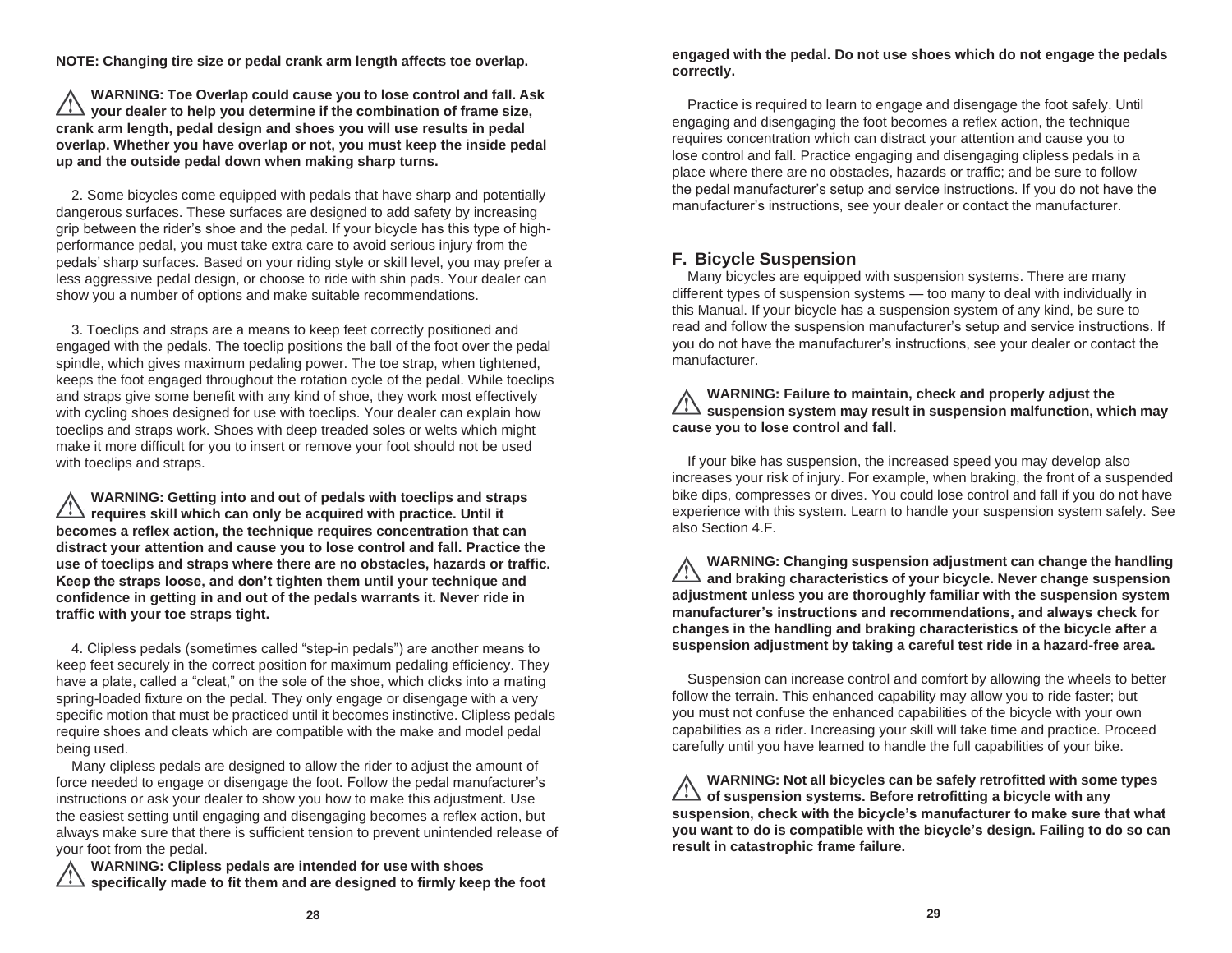**NOTE: Changing tire size or pedal crank arm length affects toe overlap.**

⚠ **WARNING: Toe Overlap could cause you to lose control and fall. Ask your dealer to help you determine if the combination of frame size, crank arm length, pedal design and shoes you will use results in pedal overlap. Whether you have overlap or not, you must keep the inside pedal up and the outside pedal down when making sharp turns.**

2. Some bicycles come equipped with pedals that have sharp and potentially dangerous surfaces. These surfaces are designed to add safety by increasing grip between the rider's shoe and the pedal. If your bicycle has this type of high-performance pedal, you must take extra care to avoid serious injury from the pedals' sharp surfaces. Based on your riding style or skill level, you may prefer a less aggressive pedal design, or choose to ride with shin pads. Your dealer can show you a number of options and make suitable recommendations.

3. Toeclips and straps are a means to keep feet correctly positioned and engaged with the pedals. The toeclip positions the ball of the foot over the pedal spindle, which gives maximum pedaling power. The toe strap, when tightened, keeps the foot engaged throughout the rotation cycle of the pedal. While toeclips and straps give some benefit with any kind of shoe, they work most effectively with cycling shoes designed for use with toeclips. Your dealer can explain how toeclips and straps work. Shoes with deep treaded soles or welts which might make it more difficult for you to insert or remove your foot should not be used with toeclips and straps.

⚠ **WARNING: Getting into and out of pedals with toeclips and straps requires skill which can only be acquired with practice. Until it becomes a reflex action, the technique requires concentration that can distract your attention and cause you to lose control and fall. Practice the use of toeclips and straps where there are no obstacles, hazards or traffic. Keep the straps loose, and don't tighten them until your technique and confidence in getting in and out of the pedals warrants it. Never ride in traffic with your toe straps tight.**

4. Clipless pedals (sometimes called "step-in pedals") are another means to keep feet securely in the correct position for maximum pedaling efficiency. They have a plate, called a "cleat," on the sole of the shoe, which clicks into a mating spring-loaded fixture on the pedal. They only engage or disengage with a very specific motion that must be practiced until it becomes instinctive. Clipless pedals require shoes and cleats which are compatible with the make and model pedal being used.

Many clipless pedals are designed to allow the rider to adjust the amount of force needed to engage or disengage the foot. Follow the pedal manufacturer's instructions or ask your dealer to show you how to make this adjustment. Use the easiest setting until engaging and disengaging becomes a reflex action, but always make sure that there is sufficient tension to prevent unintended release of your foot from the pedal.

⚠ **WARNING: Clipless pedals are intended for use with shoes specifically made to fit them and are designed to firmly keep the foot engaged with the pedal. Do not use shoes which do not engage the pedals correctly.**

Practice is required to learn to engage and disengage the foot safely. Until engaging and disengaging the foot becomes a reflex action, the technique requires concentration which can distract your attention and cause you to lose control and fall. Practice engaging and disengaging clipless pedals in a place where there are no obstacles, hazards or traffic; and be sure to follow the pedal manufacturer's setup and service instructions. If you do not have the manufacturer's instructions, see your dealer or contact the manufacturer.

## F. Bicycle Suspension

Many bicycles are equipped with suspension systems. There are many different types of suspension systems — too many to deal with individually in this Manual. If your bicycle has a suspension system of any kind, be sure to read and follow the suspension manufacturer's setup and service instructions. If you do not have the manufacturer's instructions, see your dealer or contact the manufacturer.

⚠ **WARNING: Failure to maintain, check and properly adjust the suspension system may result in suspension malfunction, which may cause you to lose control and fall.**

If your bike has suspension, the increased speed you may develop also increases your risk of injury. For example, when braking, the front of a suspended bike dips, compresses or dives. You could lose control and fall if you do not have experience with this system. Learn to handle your suspension system safely. See also Section 4.F.

⚠ **WARNING: Changing suspension adjustment can change the handling and braking characteristics of your bicycle. Never change suspension adjustment unless you are thoroughly familiar with the suspension system manufacturer's instructions and recommendations, and always check for changes in the handling and braking characteristics of the bicycle after a suspension adjustment by taking a careful test ride in a hazard-free area.**

Suspension can increase control and comfort by allowing the wheels to better follow the terrain. This enhanced capability may allow you to ride faster; but you must not confuse the enhanced capabilities of the bicycle with your own capabilities as a rider. Increasing your skill will take time and practice. Proceed carefully until you have learned to handle the full capabilities of your bike.

⚠ **WARNING: Not all bicycles can be safely retrofitted with some types of suspension systems. Before retrofitting a bicycle with any suspension, check with the bicycle's manufacturer to make sure that what you want to do is compatible with the bicycle's design. Failing to do so can result in catastrophic frame failure.**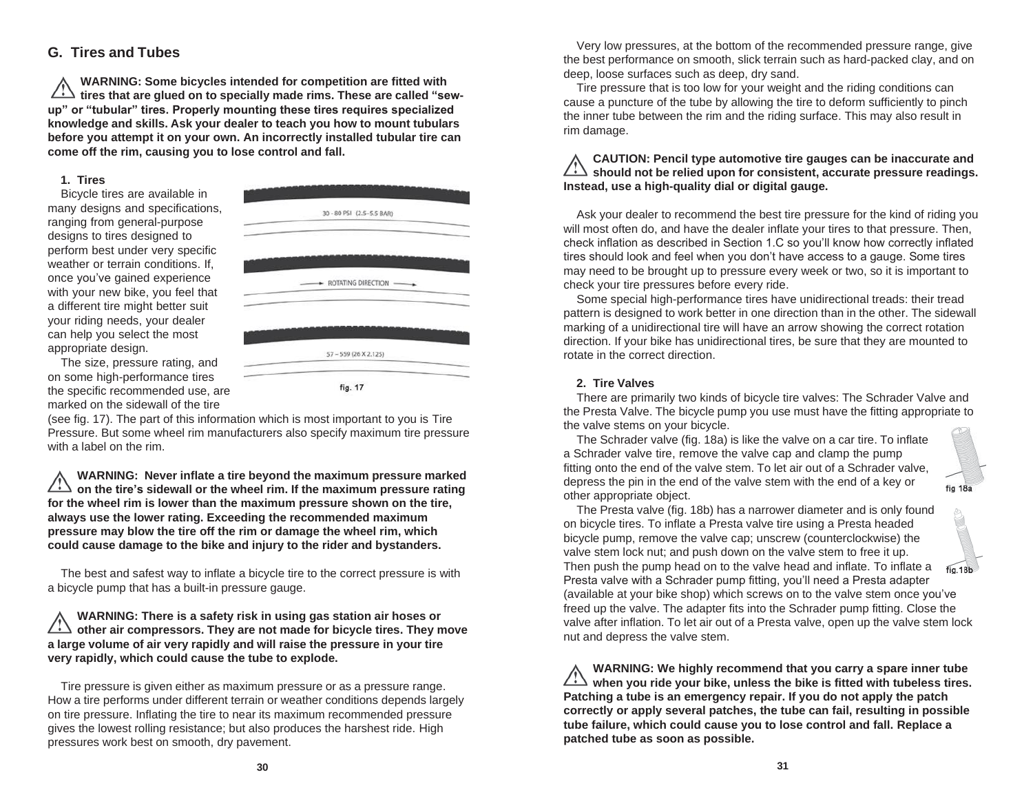## G. Tires and Tubes

**WARNING: Some bicycles intended for competition are fitted with tires that are glued on to specially made rims. These are called "sew-up" or "tubular" tires. Properly mounting these tires requires specialized knowledge and skills. Ask your dealer to teach you how to mount tubulars before you attempt it on your own. An incorrectly installed tubular tire can come off the rim, causing you to lose control and fall.**

### 1. Tires

Bicycle tires are available in many designs and specifications, ranging from general-purpose designs to tires designed to perform best under very specific weather or terrain conditions. If, once you've gained experience with your new bike, you feel that a different tire might better suit your riding needs, your dealer can help you select the most appropriate design.

The size, pressure rating, and on some high-performance tires the specific recommended use, are marked on the sidewall of the tire (see fig. 17). The part of this information which is most important to you is Tire Pressure. But some wheel rim manufacturers also specify maximum tire pressure with a label on the rim.

30 - 80 PSI (2.5–5.5 BAR)

ROTATING DIRECTION

57 – 559 (26 X 2.125)

fig. 17

**WARNING: Never inflate a tire beyond the maximum pressure marked on the tire's sidewall or the wheel rim. If the maximum pressure rating for the wheel rim is lower than the maximum pressure shown on the tire, always use the lower rating. Exceeding the recommended maximum pressure may blow the tire off the rim or damage the wheel rim, which could cause damage to the bike and injury to the rider and bystanders.**

The best and safest way to inflate a bicycle tire to the correct pressure is with a bicycle pump that has a built-in pressure gauge.

**WARNING: There is a safety risk in using gas station air hoses or other air compressors. They are not made for bicycle tires. They move a large volume of air very rapidly and will raise the pressure in your tire very rapidly, which could cause the tube to explode.**

Tire pressure is given either as maximum pressure or as a pressure range. How a tire performs under different terrain or weather conditions depends largely on tire pressure. Inflating the tire to near its maximum recommended pressure gives the lowest rolling resistance; but also produces the harshest ride. High pressures work best on smooth, dry pavement.

Very low pressures, at the bottom of the recommended pressure range, give the best performance on smooth, slick terrain such as hard-packed clay, and on deep, loose surfaces such as deep, dry sand.

Tire pressure that is too low for your weight and the riding conditions can cause a puncture of the tube by allowing the tire to deform sufficiently to pinch the inner tube between the rim and the riding surface. This may also result in rim damage.

**CAUTION: Pencil type automotive tire gauges can be inaccurate and should not be relied upon for consistent, accurate pressure readings. Instead, use a high-quality dial or digital gauge.**

Ask your dealer to recommend the best tire pressure for the kind of riding you will most often do, and have the dealer inflate your tires to that pressure. Then, check inflation as described in Section 1.C so you'll know how correctly inflated tires should look and feel when you don't have access to a gauge. Some tires may need to be brought up to pressure every week or two, so it is important to check your tire pressures before every ride.

Some special high-performance tires have unidirectional treads: their tread pattern is designed to work better in one direction than in the other. The sidewall marking of a unidirectional tire will have an arrow showing the correct rotation direction. If your bike has unidirectional tires, be sure that they are mounted to rotate in the correct direction.

### 2. Tire Valves

There are primarily two kinds of bicycle tire valves: The Schrader Valve and the Presta Valve. The bicycle pump you use must have the fitting appropriate to the valve stems on your bicycle.

The Schrader valve (fig. 18a) is like the valve on a car tire. To inflate a Schrader valve tire, remove the valve cap and clamp the pump fitting onto the end of the valve stem. To let air out of a Schrader valve, depress the pin in the end of the valve stem with the end of a key or other appropriate object.

fig 18a

The Presta valve (fig. 18b) has a narrower diameter and is only found on bicycle tires. To inflate a Presta valve tire using a Presta headed bicycle pump, remove the valve cap; unscrew (counterclockwise) the valve stem lock nut; and push down on the valve stem to free it up. Then push the pump head on to the valve head and inflate. To inflate a Presta valve with a Schrader pump fitting, you'll need a Presta adapter (available at your bike shop) which screws on to the valve stem once you've freed up the valve. The adapter fits into the Schrader pump fitting. Close the valve after inflation. To let air out of a Presta valve, open up the valve stem lock nut and depress the valve stem.

fig.18b

**WARNING: We highly recommend that you carry a spare inner tube when you ride your bike, unless the bike is fitted with tubeless tires. Patching a tube is an emergency repair. If you do not apply the patch correctly or apply several patches, the tube can fail, resulting in possible tube failure, which could cause you to lose control and fall. Replace a patched tube as soon as possible.**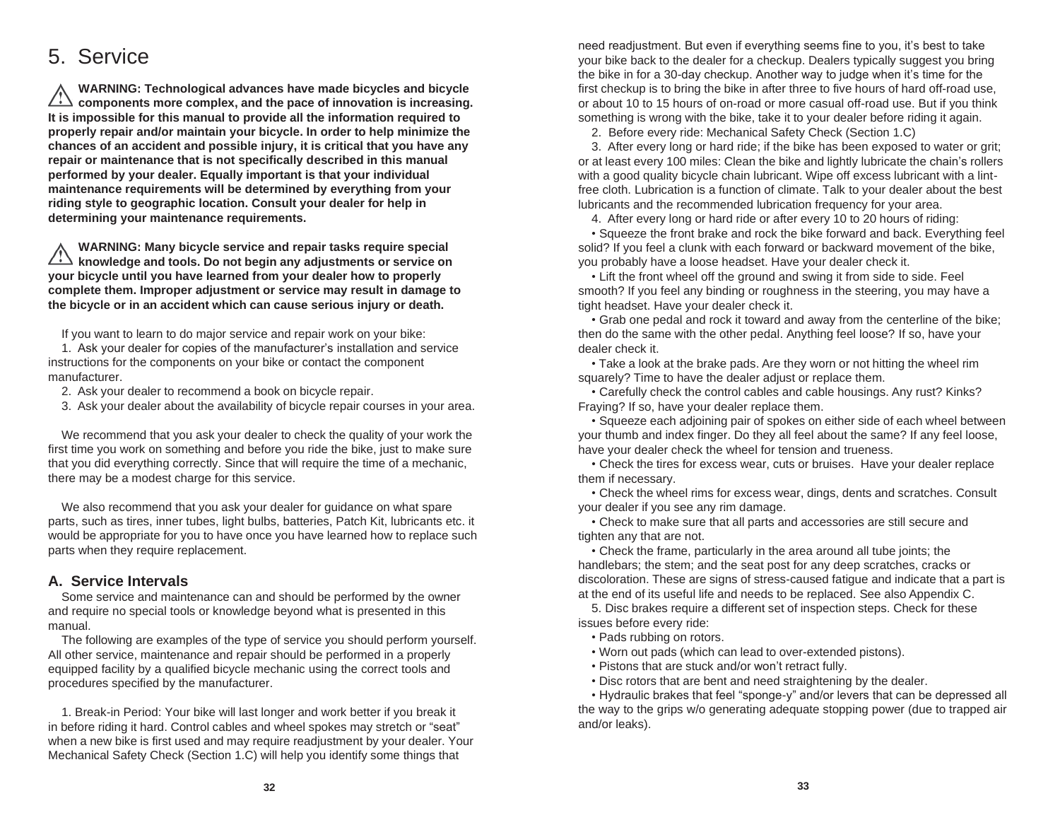# 5. Service

⚠ **WARNING: Technological advances have made bicycles and bicycle components more complex, and the pace of innovation is increasing. It is impossible for this manual to provide all the information required to properly repair and/or maintain your bicycle. In order to help minimize the chances of an accident and possible injury, it is critical that you have any repair or maintenance that is not specifically described in this manual performed by your dealer. Equally important is that your individual maintenance requirements will be determined by everything from your riding style to geographic location. Consult your dealer for help in determining your maintenance requirements.**

⚠ **WARNING: Many bicycle service and repair tasks require special knowledge and tools. Do not begin any adjustments or service on your bicycle until you have learned from your dealer how to properly complete them. Improper adjustment or service may result in damage to the bicycle or in an accident which can cause serious injury or death.**

If you want to learn to do major service and repair work on your bike:

1. Ask your dealer for copies of the manufacturer's installation and service instructions for the components on your bike or contact the component manufacturer.
2. Ask your dealer to recommend a book on bicycle repair.
3. Ask your dealer about the availability of bicycle repair courses in your area.

We recommend that you ask your dealer to check the quality of your work the first time you work on something and before you ride the bike, just to make sure that you did everything correctly. Since that will require the time of a mechanic, there may be a modest charge for this service.

We also recommend that you ask your dealer for guidance on what spare parts, such as tires, inner tubes, light bulbs, batteries, Patch Kit, lubricants etc. it would be appropriate for you to have once you have learned how to replace such parts when they require replacement.

## A. Service Intervals

Some service and maintenance can and should be performed by the owner and require no special tools or knowledge beyond what is presented in this manual.

The following are examples of the type of service you should perform yourself. All other service, maintenance and repair should be performed in a properly equipped facility by a qualified bicycle mechanic using the correct tools and procedures specified by the manufacturer.

1. Break-in Period: Your bike will last longer and work better if you break it in before riding it hard. Control cables and wheel spokes may stretch or "seat" when a new bike is first used and may require readjustment by your dealer. Your Mechanical Safety Check (Section 1.C) will help you identify some things that need readjustment. But even if everything seems fine to you, it's best to take your bike back to the dealer for a checkup. Dealers typically suggest you bring the bike in for a 30-day checkup. Another way to judge when it's time for the first checkup is to bring the bike in after three to five hours of hard off-road use, or about 10 to 15 hours of on-road or more casual off-road use. But if you think something is wrong with the bike, take it to your dealer before riding it again.

2. Before every ride: Mechanical Safety Check (Section 1.C)

3. After every long or hard ride; if the bike has been exposed to water or grit; or at least every 100 miles: Clean the bike and lightly lubricate the chain's rollers with a good quality bicycle chain lubricant. Wipe off excess lubricant with a lint-free cloth. Lubrication is a function of climate. Talk to your dealer about the best lubricants and the recommended lubrication frequency for your area.

4. After every long or hard ride or after every 10 to 20 hours of riding:

- Squeeze the front brake and rock the bike forward and back. Everything feel solid? If you feel a clunk with each forward or backward movement of the bike, you probably have a loose headset. Have your dealer check it.
- Lift the front wheel off the ground and swing it from side to side. Feel smooth? If you feel any binding or roughness in the steering, you may have a tight headset. Have your dealer check it.
- Grab one pedal and rock it toward and away from the centerline of the bike; then do the same with the other pedal. Anything feel loose? If so, have your dealer check it.
- Take a look at the brake pads. Are they worn or not hitting the wheel rim squarely? Time to have the dealer adjust or replace them.
- Carefully check the control cables and cable housings. Any rust? Kinks? Fraying? If so, have your dealer replace them.
- Squeeze each adjoining pair of spokes on either side of each wheel between your thumb and index finger. Do they all feel about the same? If any feel loose, have your dealer check the wheel for tension and trueness.
- Check the tires for excess wear, cuts or bruises. Have your dealer replace them if necessary.
- Check the wheel rims for excess wear, dings, dents and scratches. Consult your dealer if you see any rim damage.
- Check to make sure that all parts and accessories are still secure and tighten any that are not.
- Check the frame, particularly in the area around all tube joints; the handlebars; the stem; and the seat post for any deep scratches, cracks or discoloration. These are signs of stress-caused fatigue and indicate that a part is at the end of its useful life and needs to be replaced. See also Appendix C.

5. Disc brakes require a different set of inspection steps. Check for these issues before every ride:

- Pads rubbing on rotors.
- Worn out pads (which can lead to over-extended pistons).
- Pistons that are stuck and/or won't retract fully.
- Disc rotors that are bent and need straightening by the dealer.
- Hydraulic brakes that feel "sponge-y" and/or levers that can be depressed all the way to the grips w/o generating adequate stopping power (due to trapped air and/or leaks).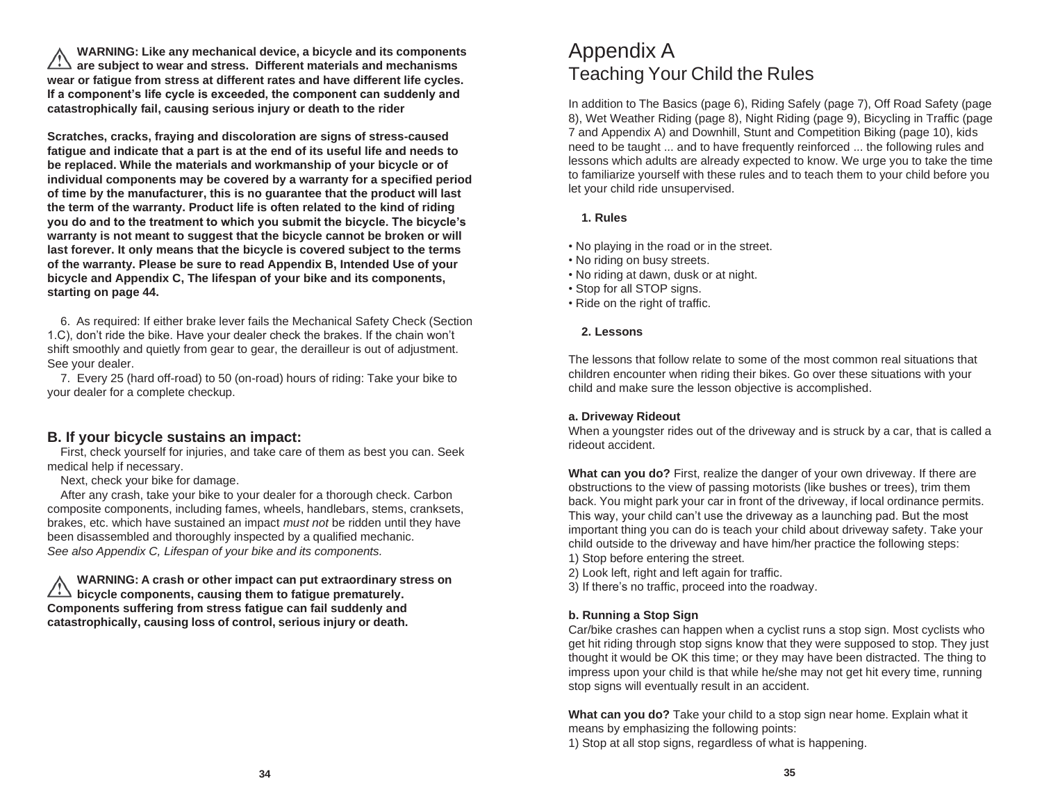**WARNING: Like any mechanical device, a bicycle and its components are subject to wear and stress. Different materials and mechanisms wear or fatigue from stress at different rates and have different life cycles. If a component's life cycle is exceeded, the component can suddenly and catastrophically fail, causing serious injury or death to the rider**

**Scratches, cracks, fraying and discoloration are signs of stress-caused fatigue and indicate that a part is at the end of its useful life and needs to be replaced. While the materials and workmanship of your bicycle or of individual components may be covered by a warranty for a specified period of time by the manufacturer, this is no guarantee that the product will last the term of the warranty. Product life is often related to the kind of riding you do and to the treatment to which you submit the bicycle. The bicycle's warranty is not meant to suggest that the bicycle cannot be broken or will last forever. It only means that the bicycle is covered subject to the terms of the warranty. Please be sure to read Appendix B, Intended Use of your bicycle and Appendix C, The lifespan of your bike and its components, starting on page 44.**

6. As required: If either brake lever fails the Mechanical Safety Check (Section 1.C), don't ride the bike. Have your dealer check the brakes. If the chain won't shift smoothly and quietly from gear to gear, the derailleur is out of adjustment. See your dealer.

7. Every 25 (hard off-road) to 50 (on-road) hours of riding: Take your bike to your dealer for a complete checkup.

## B. If your bicycle sustains an impact:

First, check yourself for injuries, and take care of them as best you can. Seek medical help if necessary.

Next, check your bike for damage.

After any crash, take your bike to your dealer for a thorough check. Carbon composite components, including fames, wheels, handlebars, stems, cranksets, brakes, etc. which have sustained an impact *must not* be ridden until they have been disassembled and thoroughly inspected by a qualified mechanic.
*See also Appendix C, Lifespan of your bike and its components.*

**WARNING: A crash or other impact can put extraordinary stress on bicycle components, causing them to fatigue prematurely. Components suffering from stress fatigue can fail suddenly and catastrophically, causing loss of control, serious injury or death.**

# Appendix A
## Teaching Your Child the Rules

In addition to The Basics (page 6), Riding Safely (page 7), Off Road Safety (page 8), Wet Weather Riding (page 8), Night Riding (page 9), Bicycling in Traffic (page 7 and Appendix A) and Downhill, Stunt and Competition Biking (page 10), kids need to be taught ... and to have frequently reinforced ... the following rules and lessons which adults are already expected to know. We urge you to take the time to familiarize yourself with these rules and to teach them to your child before you let your child ride unsupervised.

**1. Rules**

- No playing in the road or in the street.
- No riding on busy streets.
- No riding at dawn, dusk or at night.
- Stop for all STOP signs.
- Ride on the right of traffic.

**2. Lessons**

The lessons that follow relate to some of the most common real situations that children encounter when riding their bikes. Go over these situations with your child and make sure the lesson objective is accomplished.

**a. Driveway Rideout**
When a youngster rides out of the driveway and is struck by a car, that is called a rideout accident.

**What can you do?** First, realize the danger of your own driveway. If there are obstructions to the view of passing motorists (like bushes or trees), trim them back. You might park your car in front of the driveway, if local ordinance permits. This way, your child can't use the driveway as a launching pad. But the most important thing you can do is teach your child about driveway safety. Take your child outside to the driveway and have him/her practice the following steps:
1) Stop before entering the street.
2) Look left, right and left again for traffic.
3) If there's no traffic, proceed into the roadway.

**b. Running a Stop Sign**
Car/bike crashes can happen when a cyclist runs a stop sign. Most cyclists who get hit riding through stop signs know that they were supposed to stop. They just thought it would be OK this time; or they may have been distracted. The thing to impress upon your child is that while he/she may not get hit every time, running stop signs will eventually result in an accident.

**What can you do?** Take your child to a stop sign near home. Explain what it means by emphasizing the following points:
1) Stop at all stop signs, regardless of what is happening.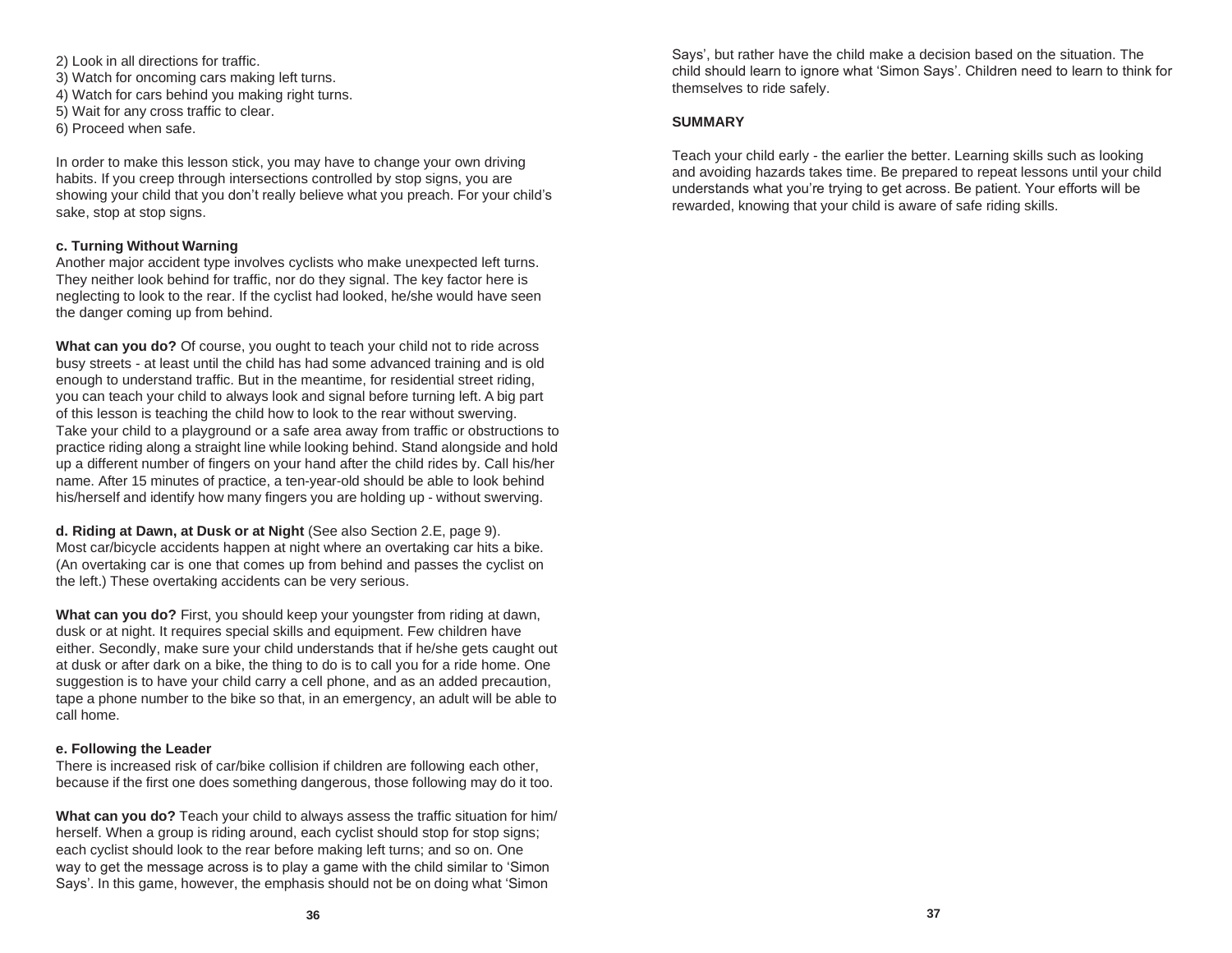2) Look in all directions for traffic.
3) Watch for oncoming cars making left turns.
4) Watch for cars behind you making right turns.
5) Wait for any cross traffic to clear.
6) Proceed when safe.

In order to make this lesson stick, you may have to change your own driving habits. If you creep through intersections controlled by stop signs, you are showing your child that you don't really believe what you preach. For your child's sake, stop at stop signs.

**c. Turning Without Warning**

Another major accident type involves cyclists who make unexpected left turns. They neither look behind for traffic, nor do they signal. The key factor here is neglecting to look to the rear. If the cyclist had looked, he/she would have seen the danger coming up from behind.

**What can you do?** Of course, you ought to teach your child not to ride across busy streets - at least until the child has had some advanced training and is old enough to understand traffic. But in the meantime, for residential street riding, you can teach your child to always look and signal before turning left. A big part of this lesson is teaching the child how to look to the rear without swerving. Take your child to a playground or a safe area away from traffic or obstructions to practice riding along a straight line while looking behind. Stand alongside and hold up a different number of fingers on your hand after the child rides by. Call his/her name. After 15 minutes of practice, a ten-year-old should be able to look behind his/herself and identify how many fingers you are holding up - without swerving.

**d. Riding at Dawn, at Dusk or at Night** (See also Section 2.E, page 9).

Most car/bicycle accidents happen at night where an overtaking car hits a bike. (An overtaking car is one that comes up from behind and passes the cyclist on the left.) These overtaking accidents can be very serious.

**What can you do?** First, you should keep your youngster from riding at dawn, dusk or at night. It requires special skills and equipment. Few children have either. Secondly, make sure your child understands that if he/she gets caught out at dusk or after dark on a bike, the thing to do is to call you for a ride home. One suggestion is to have your child carry a cell phone, and as an added precaution, tape a phone number to the bike so that, in an emergency, an adult will be able to call home.

**e. Following the Leader**

There is increased risk of car/bike collision if children are following each other, because if the first one does something dangerous, those following may do it too.

**What can you do?** Teach your child to always assess the traffic situation for him/herself. When a group is riding around, each cyclist should stop for stop signs; each cyclist should look to the rear before making left turns; and so on. One way to get the message across is to play a game with the child similar to 'Simon Says'. In this game, however, the emphasis should not be on doing what 'Simon Says', but rather have the child make a decision based on the situation. The child should learn to ignore what 'Simon Says'. Children need to learn to think for themselves to ride safely.

**SUMMARY**

Teach your child early - the earlier the better. Learning skills such as looking and avoiding hazards takes time. Be prepared to repeat lessons until your child understands what you're trying to get across. Be patient. Your efforts will be rewarded, knowing that your child is aware of safe riding skills.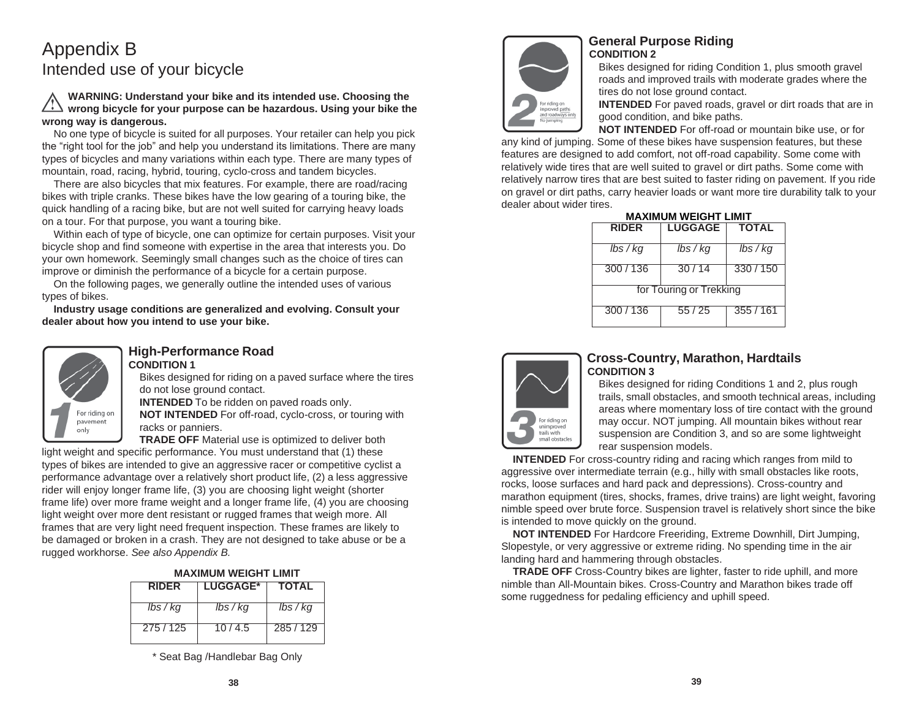# Appendix B

## Intended use of your bicycle

**WARNING: Understand your bike and its intended use. Choosing the wrong bicycle for your purpose can be hazardous. Using your bike the wrong way is dangerous.**

No one type of bicycle is suited for all purposes. Your retailer can help you pick the "right tool for the job" and help you understand its limitations. There are many types of bicycles and many variations within each type. There are many types of mountain, road, racing, hybrid, touring, cyclo-cross and tandem bicycles.

There are also bicycles that mix features. For example, there are road/racing bikes with triple cranks. These bikes have the low gearing of a touring bike, the quick handling of a racing bike, but are not well suited for carrying heavy loads on a tour. For that purpose, you want a touring bike.

Within each of type of bicycle, one can optimize for certain purposes. Visit your bicycle shop and find someone with expertise in the area that interests you. Do your own homework. Seemingly small changes such as the choice of tires can improve or diminish the performance of a bicycle for a certain purpose.

On the following pages, we generally outline the intended uses of various types of bikes.

**Industry usage conditions are generalized and evolving. Consult your dealer about how you intend to use your bike.**

### High-Performance Road

**CONDITION 1**

1 For riding on pavement only

Bikes designed for riding on a paved surface where the tires do not lose ground contact.

**INTENDED** To be ridden on paved roads only.

**NOT INTENDED** For off-road, cyclo-cross, or touring with racks or panniers.

**TRADE OFF** Material use is optimized to deliver both light weight and specific performance. You must understand that (1) these types of bikes are intended to give an aggressive racer or competitive cyclist a performance advantage over a relatively short product life, (2) a less aggressive rider will enjoy longer frame life, (3) you are choosing light weight (shorter frame life) over more frame weight and a longer frame life, (4) you are choosing light weight over more dent resistant or rugged frames that weigh more. All frames that are very light need frequent inspection. These frames are likely to be damaged or broken in a crash. They are not designed to take abuse or be a rugged workhorse. *See also Appendix B.*

**MAXIMUM WEIGHT LIMIT**

| RIDER | LUGGAGE* | TOTAL |
|---|---|---|
| *lbs / kg* | *lbs / kg* | *lbs / kg* |
| 275 / 125 | 10 / 4.5 | 285 / 129 |

\* Seat Bag /Handlebar Bag Only

### General Purpose Riding

**CONDITION 2**

2 For riding on improved paths and roadways only. No jumping

Bikes designed for riding Condition 1, plus smooth gravel roads and improved trails with moderate grades where the tires do not lose ground contact.

**INTENDED** For paved roads, gravel or dirt roads that are in good condition, and bike paths.

**NOT INTENDED** For off-road or mountain bike use, or for any kind of jumping. Some of these bikes have suspension features, but these features are designed to add comfort, not off-road capability. Some come with relatively wide tires that are well suited to gravel or dirt paths. Some come with relatively narrow tires that are best suited to faster riding on pavement. If you ride on gravel or dirt paths, carry heavier loads or want more tire durability talk to your dealer about wider tires.

**MAXIMUM WEIGHT LIMIT**

| RIDER | LUGGAGE | TOTAL |
|---|---|---|
| *lbs / kg* | *lbs / kg* | *lbs / kg* |
| 300 / 136 | 30 / 14 | 330 / 150 |
| for Touring or Trekking | | |
| 300 / 136 | 55 / 25 | 355 / 161 |

### Cross-Country, Marathon, Hardtails

**CONDITION 3**

3 For riding on unimproved trails with small obstacles

Bikes designed for riding Conditions 1 and 2, plus rough trails, small obstacles, and smooth technical areas, including areas where momentary loss of tire contact with the ground may occur. NOT jumping. All mountain bikes without rear suspension are Condition 3, and so are some lightweight rear suspension models.

**INTENDED** For cross-country riding and racing which ranges from mild to aggressive over intermediate terrain (e.g., hilly with small obstacles like roots, rocks, loose surfaces and hard pack and depressions). Cross-country and marathon equipment (tires, shocks, frames, drive trains) are light weight, favoring nimble speed over brute force. Suspension travel is relatively short since the bike is intended to move quickly on the ground.

**NOT INTENDED** For Hardcore Freeriding, Extreme Downhill, Dirt Jumping, Slopestyle, or very aggressive or extreme riding. No spending time in the air landing hard and hammering through obstacles.

**TRADE OFF** Cross-Country bikes are lighter, faster to ride uphill, and more nimble than All-Mountain bikes. Cross-Country and Marathon bikes trade off some ruggedness for pedaling efficiency and uphill speed.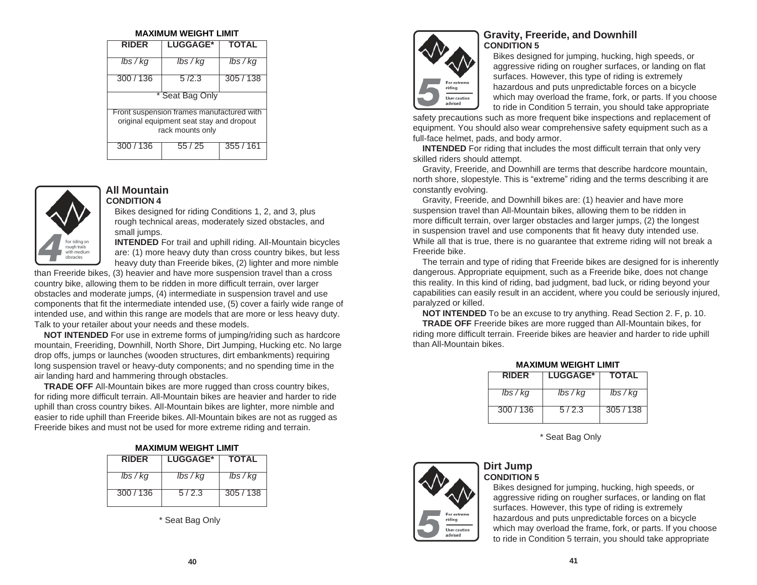**MAXIMUM WEIGHT LIMIT**

| RIDER | LUGGAGE* | TOTAL |
|---|---|---|
| *lbs / kg* | *lbs / kg* | *lbs / kg* |
| 300 / 136 | 5 /2.3 | 305 / 138 |
| * Seat Bag Only | | |
| Front suspension frames manufactured with original equipment seat stay and dropout rack mounts only | | |
| 300 / 136 | 55 / 25 | 355 / 161 |

## All Mountain

**CONDITION 4**

Bikes designed for riding Conditions 1, 2, and 3, plus rough technical areas, moderately sized obstacles, and small jumps.

**INTENDED** For trail and uphill riding. All-Mountain bicycles are: (1) more heavy duty than cross country bikes, but less heavy duty than Freeride bikes, (2) lighter and more nimble than Freeride bikes, (3) heavier and have more suspension travel than a cross country bike, allowing them to be ridden in more difficult terrain, over larger obstacles and moderate jumps, (4) intermediate in suspension travel and use components that fit the intermediate intended use, (5) cover a fairly wide range of intended use, and within this range are models that are more or less heavy duty. Talk to your retailer about your needs and these models.

**NOT INTENDED** For use in extreme forms of jumping/riding such as hardcore mountain, Freeriding, Downhill, North Shore, Dirt Jumping, Hucking etc. No large drop offs, jumps or launches (wooden structures, dirt embankments) requiring long suspension travel or heavy-duty components; and no spending time in the air landing hard and hammering through obstacles.

**TRADE OFF** All-Mountain bikes are more rugged than cross country bikes, for riding more difficult terrain. All-Mountain bikes are heavier and harder to ride uphill than cross country bikes. All-Mountain bikes are lighter, more nimble and easier to ride uphill than Freeride bikes. All-Mountain bikes are not as rugged as Freeride bikes and must not be used for more extreme riding and terrain.

**MAXIMUM WEIGHT LIMIT**

| RIDER | LUGGAGE* | TOTAL |
|---|---|---|
| *lbs / kg* | *lbs / kg* | *lbs / kg* |
| 300 / 136 | 5 / 2.3 | 305 / 138 |

* Seat Bag Only

## Gravity, Freeride, and Downhill

**CONDITION 5**

Bikes designed for jumping, hucking, high speeds, or aggressive riding on rougher surfaces, or landing on flat surfaces. However, this type of riding is extremely hazardous and puts unpredictable forces on a bicycle which may overload the frame, fork, or parts. If you choose to ride in Condition 5 terrain, you should take appropriate safety precautions such as more frequent bike inspections and replacement of equipment. You should also wear comprehensive safety equipment such as a full-face helmet, pads, and body armor.

**INTENDED** For riding that includes the most difficult terrain that only very skilled riders should attempt.

Gravity, Freeride, and Downhill are terms that describe hardcore mountain, north shore, slopestyle. This is "extreme" riding and the terms describing it are constantly evolving.

Gravity, Freeride, and Downhill bikes are: (1) heavier and have more suspension travel than All-Mountain bikes, allowing them to be ridden in more difficult terrain, over larger obstacles and larger jumps, (2) the longest in suspension travel and use components that fit heavy duty intended use. While all that is true, there is no guarantee that extreme riding will not break a Freeride bike.

The terrain and type of riding that Freeride bikes are designed for is inherently dangerous. Appropriate equipment, such as a Freeride bike, does not change this reality. In this kind of riding, bad judgment, bad luck, or riding beyond your capabilities can easily result in an accident, where you could be seriously injured, paralyzed or killed.

**NOT INTENDED** To be an excuse to try anything. Read Section 2. F, p. 10.

**TRADE OFF** Freeride bikes are more rugged than All-Mountain bikes, for riding more difficult terrain. Freeride bikes are heavier and harder to ride uphill than All-Mountain bikes.

**MAXIMUM WEIGHT LIMIT**

| RIDER | LUGGAGE* | TOTAL |
|---|---|---|
| *lbs / kg* | *lbs / kg* | *lbs / kg* |
| 300 / 136 | 5 / 2.3 | 305 / 138 |

* Seat Bag Only

## Dirt Jump

**CONDITION 5**

Bikes designed for jumping, hucking, high speeds, or aggressive riding on rougher surfaces, or landing on flat surfaces. However, this type of riding is extremely hazardous and puts unpredictable forces on a bicycle which may overload the frame, fork, or parts. If you choose to ride in Condition 5 terrain, you should take appropriate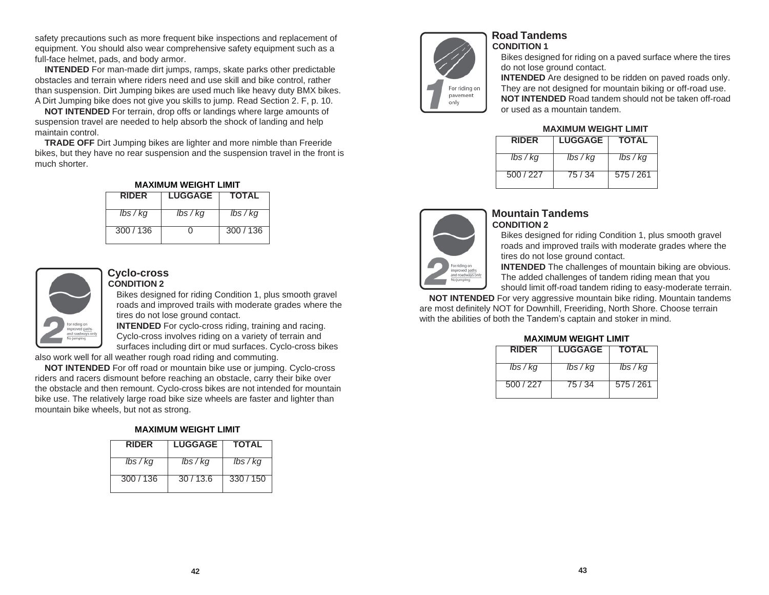safety precautions such as more frequent bike inspections and replacement of equipment. You should also wear comprehensive safety equipment such as a full-face helmet, pads, and body armor.

**INTENDED** For man-made dirt jumps, ramps, skate parks other predictable obstacles and terrain where riders need and use skill and bike control, rather than suspension. Dirt Jumping bikes are used much like heavy duty BMX bikes. A Dirt Jumping bike does not give you skills to jump. Read Section 2. F, p. 10.

**NOT INTENDED** For terrain, drop offs or landings where large amounts of suspension travel are needed to help absorb the shock of landing and help maintain control.

**TRADE OFF** Dirt Jumping bikes are lighter and more nimble than Freeride bikes, but they have no rear suspension and the suspension travel in the front is much shorter.

**MAXIMUM WEIGHT LIMIT**

| RIDER | LUGGAGE | TOTAL |
|---|---|---|
| *lbs / kg* | *lbs / kg* | *lbs / kg* |
| 300 / 136 | 0 | 300 / 136 |

## Cyclo-cross

**CONDITION 2**

For riding on improved paths and roadways only. No jumping

Bikes designed for riding Condition 1, plus smooth gravel roads and improved trails with moderate grades where the tires do not lose ground contact.

**INTENDED** For cyclo-cross riding, training and racing. Cyclo-cross involves riding on a variety of terrain and surfaces including dirt or mud surfaces. Cyclo-cross bikes also work well for all weather rough road riding and commuting.

**NOT INTENDED** For off road or mountain bike use or jumping. Cyclo-cross riders and racers dismount before reaching an obstacle, carry their bike over the obstacle and then remount. Cyclo-cross bikes are not intended for mountain bike use. The relatively large road bike size wheels are faster and lighter than mountain bike wheels, but not as strong.

**MAXIMUM WEIGHT LIMIT**

| RIDER | LUGGAGE | TOTAL |
|---|---|---|
| *lbs / kg* | *lbs / kg* | *lbs / kg* |
| 300 / 136 | 30 / 13.6 | 330 / 150 |

## Road Tandems

**CONDITION 1**

For riding on pavement only

Bikes designed for riding on a paved surface where the tires do not lose ground contact.

**INTENDED** Are designed to be ridden on paved roads only. They are not designed for mountain biking or off-road use.

**NOT INTENDED** Road tandem should not be taken off-road or used as a mountain tandem.

**MAXIMUM WEIGHT LIMIT**

| RIDER | LUGGAGE | TOTAL |
|---|---|---|
| *lbs / kg* | *lbs / kg* | *lbs / kg* |
| 500 / 227 | 75 / 34 | 575 / 261 |

## Mountain Tandems

**CONDITION 2**

For riding on improved paths and roadways only. No jumping

Bikes designed for riding Condition 1, plus smooth gravel roads and improved trails with moderate grades where the tires do not lose ground contact.

**INTENDED** The challenges of mountain biking are obvious. The added challenges of tandem riding mean that you should limit off-road tandem riding to easy-moderate terrain.

**NOT INTENDED** For very aggressive mountain bike riding. Mountain tandems are most definitely NOT for Downhill, Freeriding, North Shore. Choose terrain with the abilities of both the Tandem's captain and stoker in mind.

**MAXIMUM WEIGHT LIMIT**

| RIDER | LUGGAGE | TOTAL |
|---|---|---|
| *lbs / kg* | *lbs / kg* | *lbs / kg* |
| 500 / 227 | 75 / 34 | 575 / 261 |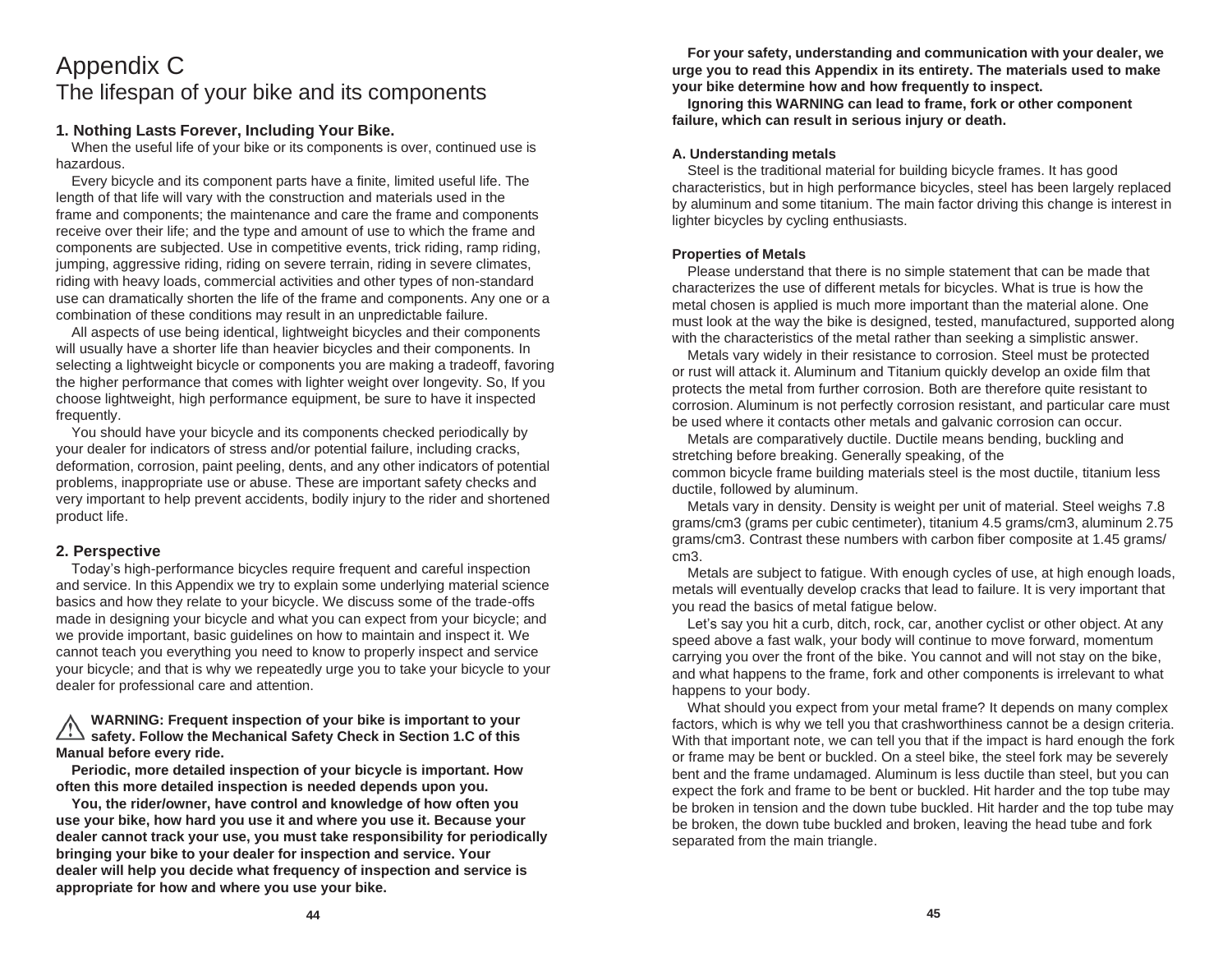# Appendix C
## The lifespan of your bike and its components

### 1. Nothing Lasts Forever, Including Your Bike.

When the useful life of your bike or its components is over, continued use is hazardous.

Every bicycle and its component parts have a finite, limited useful life. The length of that life will vary with the construction and materials used in the frame and components; the maintenance and care the frame and components receive over their life; and the type and amount of use to which the frame and components are subjected. Use in competitive events, trick riding, ramp riding, jumping, aggressive riding, riding on severe terrain, riding in severe climates, riding with heavy loads, commercial activities and other types of non-standard use can dramatically shorten the life of the frame and components. Any one or a combination of these conditions may result in an unpredictable failure.

All aspects of use being identical, lightweight bicycles and their components will usually have a shorter life than heavier bicycles and their components. In selecting a lightweight bicycle or components you are making a tradeoff, favoring the higher performance that comes with lighter weight over longevity. So, If you choose lightweight, high performance equipment, be sure to have it inspected frequently.

You should have your bicycle and its components checked periodically by your dealer for indicators of stress and/or potential failure, including cracks, deformation, corrosion, paint peeling, dents, and any other indicators of potential problems, inappropriate use or abuse. These are important safety checks and very important to help prevent accidents, bodily injury to the rider and shortened product life.

### 2. Perspective

Today's high-performance bicycles require frequent and careful inspection and service. In this Appendix we try to explain some underlying material science basics and how they relate to your bicycle. We discuss some of the trade-offs made in designing your bicycle and what you can expect from your bicycle; and we provide important, basic guidelines on how to maintain and inspect it. We cannot teach you everything you need to know to properly inspect and service your bicycle; and that is why we repeatedly urge you to take your bicycle to your dealer for professional care and attention.

**⚠ WARNING: Frequent inspection of your bike is important to your safety. Follow the Mechanical Safety Check in Section 1.C of this Manual before every ride.**

**Periodic, more detailed inspection of your bicycle is important. How often this more detailed inspection is needed depends upon you.**

**You, the rider/owner, have control and knowledge of how often you use your bike, how hard you use it and where you use it. Because your dealer cannot track your use, you must take responsibility for periodically bringing your bike to your dealer for inspection and service. Your dealer will help you decide what frequency of inspection and service is appropriate for how and where you use your bike.**

**For your safety, understanding and communication with your dealer, we urge you to read this Appendix in its entirety. The materials used to make your bike determine how and how frequently to inspect.**

**Ignoring this WARNING can lead to frame, fork or other component failure, which can result in serious injury or death.**

#### A. Understanding metals

Steel is the traditional material for building bicycle frames. It has good characteristics, but in high performance bicycles, steel has been largely replaced by aluminum and some titanium. The main factor driving this change is interest in lighter bicycles by cycling enthusiasts.

#### Properties of Metals

Please understand that there is no simple statement that can be made that characterizes the use of different metals for bicycles. What is true is how the metal chosen is applied is much more important than the material alone. One must look at the way the bike is designed, tested, manufactured, supported along with the characteristics of the metal rather than seeking a simplistic answer.

Metals vary widely in their resistance to corrosion. Steel must be protected or rust will attack it. Aluminum and Titanium quickly develop an oxide film that protects the metal from further corrosion. Both are therefore quite resistant to corrosion. Aluminum is not perfectly corrosion resistant, and particular care must be used where it contacts other metals and galvanic corrosion can occur.

Metals are comparatively ductile. Ductile means bending, buckling and stretching before breaking. Generally speaking, of the common bicycle frame building materials steel is the most ductile, titanium less ductile, followed by aluminum.

Metals vary in density. Density is weight per unit of material. Steel weighs 7.8 grams/cm3 (grams per cubic centimeter), titanium 4.5 grams/cm3, aluminum 2.75 grams/cm3. Contrast these numbers with carbon fiber composite at 1.45 grams/cm3.

Metals are subject to fatigue. With enough cycles of use, at high enough loads, metals will eventually develop cracks that lead to failure. It is very important that you read the basics of metal fatigue below.

Let's say you hit a curb, ditch, rock, car, another cyclist or other object. At any speed above a fast walk, your body will continue to move forward, momentum carrying you over the front of the bike. You cannot and will not stay on the bike, and what happens to the frame, fork and other components is irrelevant to what happens to your body.

What should you expect from your metal frame? It depends on many complex factors, which is why we tell you that crashworthiness cannot be a design criteria. With that important note, we can tell you that if the impact is hard enough the fork or frame may be bent or buckled. On a steel bike, the steel fork may be severely bent and the frame undamaged. Aluminum is less ductile than steel, but you can expect the fork and frame to be bent or buckled. Hit harder and the top tube may be broken in tension and the down tube buckled. Hit harder and the top tube may be broken, the down tube buckled and broken, leaving the head tube and fork separated from the main triangle.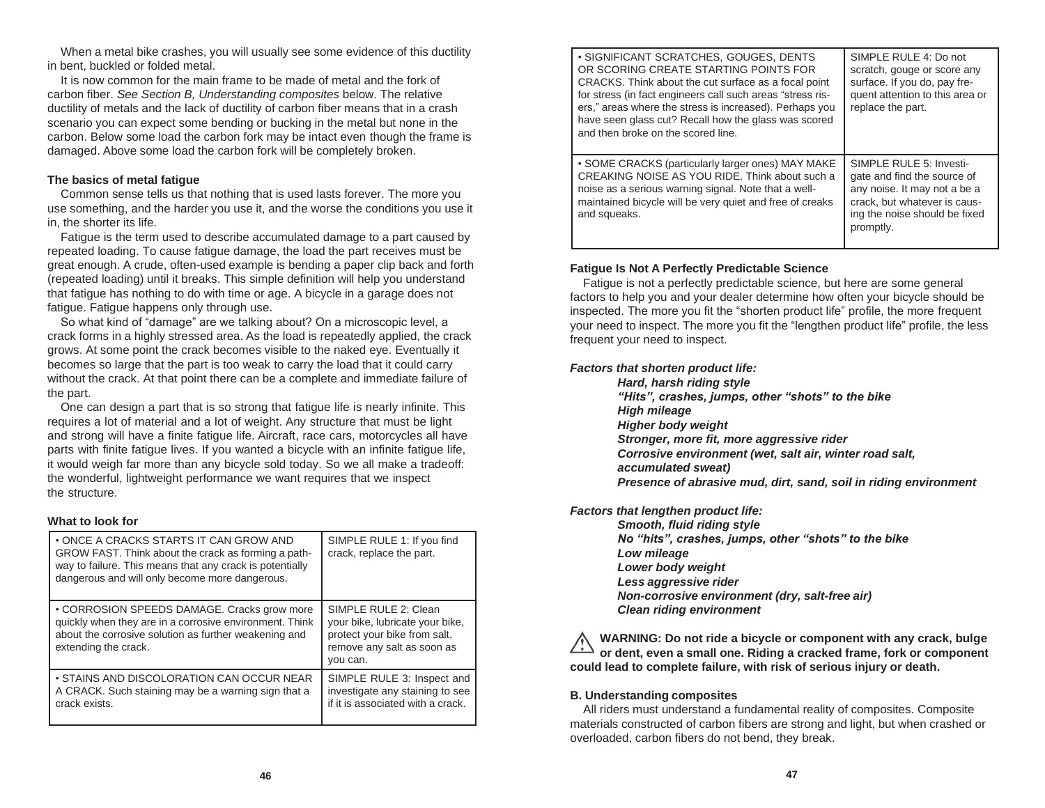When a metal bike crashes, you will usually see some evidence of this ductility in bent, buckled or folded metal.

It is now common for the main frame to be made of metal and the fork of carbon fiber. *See Section B, Understanding composites* below. The relative ductility of metals and the lack of ductility of carbon fiber means that in a crash scenario you can expect some bending or bucking in the metal but none in the carbon. Below some load the carbon fork may be intact even though the frame is damaged. Above some load the carbon fork will be completely broken.

**The basics of metal fatigue**

Common sense tells us that nothing that is used lasts forever. The more you use something, and the harder you use it, and the worse the conditions you use it in, the shorter its life.

Fatigue is the term used to describe accumulated damage to a part caused by repeated loading. To cause fatigue damage, the load the part receives must be great enough. A crude, often-used example is bending a paper clip back and forth (repeated loading) until it breaks. This simple definition will help you understand that fatigue has nothing to do with time or age. A bicycle in a garage does not fatigue. Fatigue happens only through use.

So what kind of "damage" are we talking about? On a microscopic level, a crack forms in a highly stressed area. As the load is repeatedly applied, the crack grows. At some point the crack becomes visible to the naked eye. Eventually it becomes so large that the part is too weak to carry the load that it could carry without the crack. At that point there can be a complete and immediate failure of the part.

One can design a part that is so strong that fatigue life is nearly infinite. This requires a lot of material and a lot of weight. Any structure that must be light and strong will have a finite fatigue life. Aircraft, race cars, motorcycles all have parts with finite fatigue lives. If you wanted a bicycle with an infinite fatigue life, it would weigh far more than any bicycle sold today. So we all make a tradeoff: the wonderful, lightweight performance we want requires that we inspect the structure.

**What to look for**

| | |
|---|---|
| • ONCE A CRACKS STARTS IT CAN GROW AND GROW FAST. Think about the crack as forming a pathway to failure. This means that any crack is potentially dangerous and will only become more dangerous. | SIMPLE RULE 1: If you find crack, replace the part. |
| • CORROSION SPEEDS DAMAGE. Cracks grow more quickly when they are in a corrosive environment. Think about the corrosive solution as further weakening and extending the crack. | SIMPLE RULE 2: Clean your bike, lubricate your bike, protect your bike from salt, remove any salt as soon as you can. |
| • STAINS AND DISCOLORATION CAN OCCUR NEAR A CRACK. Such staining may be a warning sign that a crack exists. | SIMPLE RULE 3: Inspect and investigate any staining to see if it is associated with a crack. |
| • SIGNIFICANT SCRATCHES, GOUGES, DENTS OR SCORING CREATE STARTING POINTS FOR CRACKS. Think about the cut surface as a focal point for stress (in fact engineers call such areas "stress risers," areas where the stress is increased). Perhaps you have seen glass cut? Recall how the glass was scored and then broke on the scored line. | SIMPLE RULE 4: Do not scratch, gouge or score any surface. If you do, pay frequent attention to this area or replace the part. |
| • SOME CRACKS (particularly larger ones) MAY MAKE CREAKING NOISE AS YOU RIDE. Think about such a noise as a serious warning signal. Note that a well-maintained bicycle will be very quiet and free of creaks and squeaks. | SIMPLE RULE 5: Investigate and find the source of any noise. It may not a be a crack, but whatever is causing the noise should be fixed promptly. |

**Fatigue Is Not A Perfectly Predictable Science**

Fatigue is not a perfectly predictable science, but here are some general factors to help you and your dealer determine how often your bicycle should be inspected. The more you fit the "shorten product life" profile, the more frequent your need to inspect. The more you fit the "lengthen product life" profile, the less frequent your need to inspect.

***Factors that shorten product life:***

***Hard, harsh riding style***
***"Hits", crashes, jumps, other "shots" to the bike***
***High mileage***
***Higher body weight***
***Stronger, more fit, more aggressive rider***
***Corrosive environment (wet, salt air, winter road salt, accumulated sweat)***
***Presence of abrasive mud, dirt, sand, soil in riding environment***

***Factors that lengthen product life:***

***Smooth, fluid riding style***
***No "hits", crashes, jumps, other "shots" to the bike***
***Low mileage***
***Lower body weight***
***Less aggressive rider***
***Non-corrosive environment (dry, salt-free air)***
***Clean riding environment***

⚠ **WARNING: Do not ride a bicycle or component with any crack, bulge or dent, even a small one. Riding a cracked frame, fork or component could lead to complete failure, with risk of serious injury or death.**

**B. Understanding composites**

All riders must understand a fundamental reality of composites. Composite materials constructed of carbon fibers are strong and light, but when crashed or overloaded, carbon fibers do not bend, they break.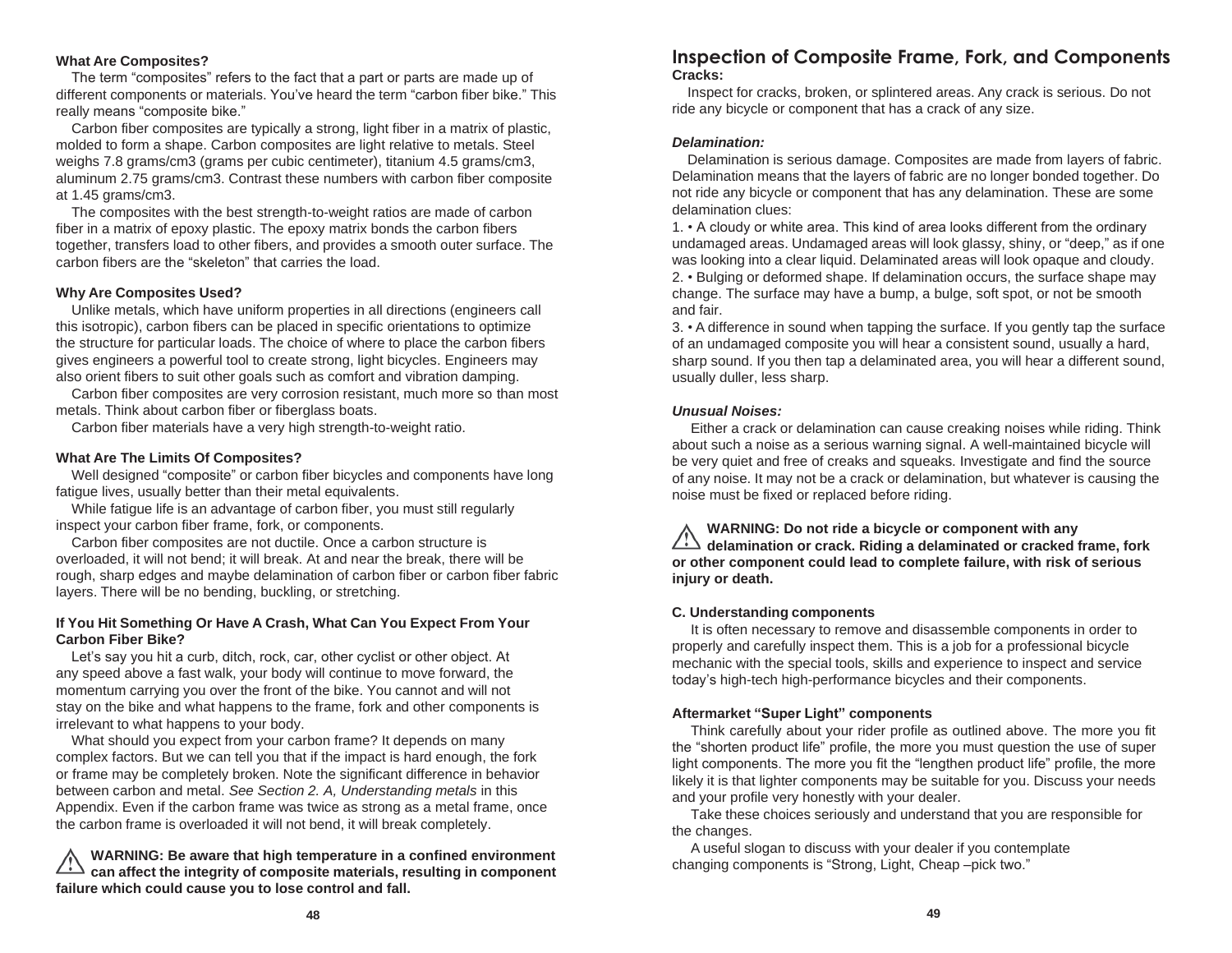### What Are Composites?

The term "composites" refers to the fact that a part or parts are made up of different components or materials. You've heard the term "carbon fiber bike." This really means "composite bike."

Carbon fiber composites are typically a strong, light fiber in a matrix of plastic, molded to form a shape. Carbon composites are light relative to metals. Steel weighs 7.8 grams/cm3 (grams per cubic centimeter), titanium 4.5 grams/cm3, aluminum 2.75 grams/cm3. Contrast these numbers with carbon fiber composite at 1.45 grams/cm3.

The composites with the best strength-to-weight ratios are made of carbon fiber in a matrix of epoxy plastic. The epoxy matrix bonds the carbon fibers together, transfers load to other fibers, and provides a smooth outer surface. The carbon fibers are the "skeleton" that carries the load.

### Why Are Composites Used?

Unlike metals, which have uniform properties in all directions (engineers call this isotropic), carbon fibers can be placed in specific orientations to optimize the structure for particular loads. The choice of where to place the carbon fibers gives engineers a powerful tool to create strong, light bicycles. Engineers may also orient fibers to suit other goals such as comfort and vibration damping.

Carbon fiber composites are very corrosion resistant, much more so than most metals. Think about carbon fiber or fiberglass boats.

Carbon fiber materials have a very high strength-to-weight ratio.

### What Are The Limits Of Composites?

Well designed "composite" or carbon fiber bicycles and components have long fatigue lives, usually better than their metal equivalents.

While fatigue life is an advantage of carbon fiber, you must still regularly inspect your carbon fiber frame, fork, or components.

Carbon fiber composites are not ductile. Once a carbon structure is overloaded, it will not bend; it will break. At and near the break, there will be rough, sharp edges and maybe delamination of carbon fiber or carbon fiber fabric layers. There will be no bending, buckling, or stretching.

### If You Hit Something Or Have A Crash, What Can You Expect From Your Carbon Fiber Bike?

Let's say you hit a curb, ditch, rock, car, other cyclist or other object. At any speed above a fast walk, your body will continue to move forward, the momentum carrying you over the front of the bike. You cannot and will not stay on the bike and what happens to the frame, fork and other components is irrelevant to what happens to your body.

What should you expect from your carbon frame? It depends on many complex factors. But we can tell you that if the impact is hard enough, the fork or frame may be completely broken. Note the significant difference in behavior between carbon and metal. *See Section 2. A, Understanding metals* in this Appendix. Even if the carbon frame was twice as strong as a metal frame, once the carbon frame is overloaded it will not bend, it will break completely.

⚠ **WARNING: Be aware that high temperature in a confined environment can affect the integrity of composite materials, resulting in component failure which could cause you to lose control and fall.**

## Inspection of Composite Frame, Fork, and Components

### Cracks:

Inspect for cracks, broken, or splintered areas. Any crack is serious. Do not ride any bicycle or component that has a crack of any size.

### *Delamination:*

Delamination is serious damage. Composites are made from layers of fabric. Delamination means that the layers of fabric are no longer bonded together. Do not ride any bicycle or component that has any delamination. These are some delamination clues:

1. • A cloudy or white area. This kind of area looks different from the ordinary undamaged areas. Undamaged areas will look glassy, shiny, or "deep," as if one was looking into a clear liquid. Delaminated areas will look opaque and cloudy.
2. • Bulging or deformed shape. If delamination occurs, the surface shape may change. The surface may have a bump, a bulge, soft spot, or not be smooth and fair.
3. • A difference in sound when tapping the surface. If you gently tap the surface of an undamaged composite you will hear a consistent sound, usually a hard, sharp sound. If you then tap a delaminated area, you will hear a different sound, usually duller, less sharp.

### *Unusual Noises:*

Either a crack or delamination can cause creaking noises while riding. Think about such a noise as a serious warning signal. A well-maintained bicycle will be very quiet and free of creaks and squeaks. Investigate and find the source of any noise. It may not be a crack or delamination, but whatever is causing the noise must be fixed or replaced before riding.

⚠ **WARNING: Do not ride a bicycle or component with any delamination or crack. Riding a delaminated or cracked frame, fork or other component could lead to complete failure, with risk of serious injury or death.**

### C. Understanding components

It is often necessary to remove and disassemble components in order to properly and carefully inspect them. This is a job for a professional bicycle mechanic with the special tools, skills and experience to inspect and service today's high-tech high-performance bicycles and their components.

### Aftermarket "Super Light" components

Think carefully about your rider profile as outlined above. The more you fit the "shorten product life" profile, the more you must question the use of super light components. The more you fit the "lengthen product life" profile, the more likely it is that lighter components may be suitable for you. Discuss your needs and your profile very honestly with your dealer.

Take these choices seriously and understand that you are responsible for the changes.

A useful slogan to discuss with your dealer if you contemplate changing components is "Strong, Light, Cheap –pick two."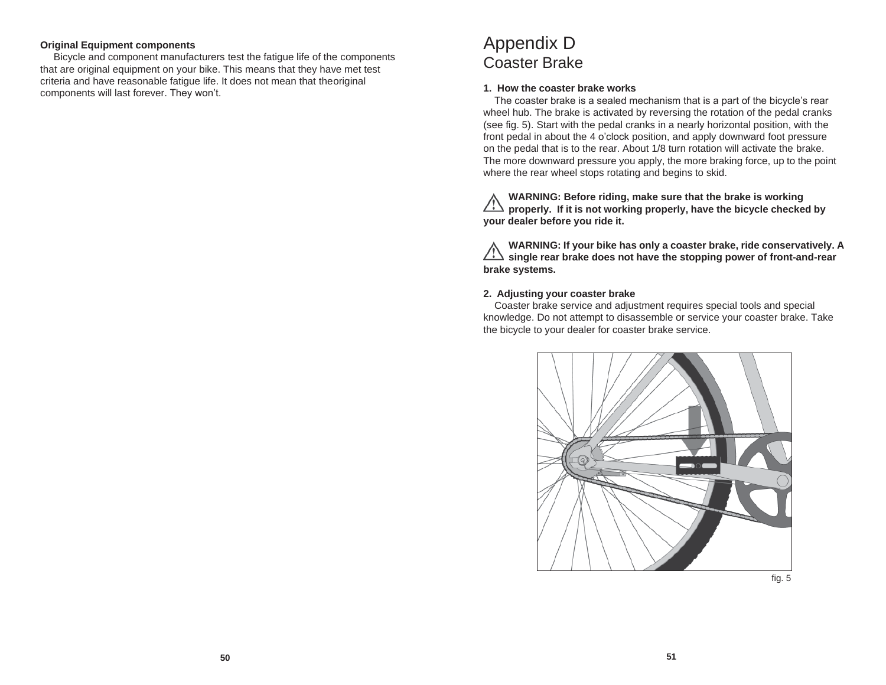**Original Equipment components**

Bicycle and component manufacturers test the fatigue life of the components that are original equipment on your bike. This means that they have met test criteria and have reasonable fatigue life. It does not mean that theoriginal components will last forever. They won't.

# Appendix D
## Coaster Brake

**1. How the coaster brake works**

The coaster brake is a sealed mechanism that is a part of the bicycle's rear wheel hub. The brake is activated by reversing the rotation of the pedal cranks (see fig. 5). Start with the pedal cranks in a nearly horizontal position, with the front pedal in about the 4 o'clock position, and apply downward foot pressure on the pedal that is to the rear. About 1/8 turn rotation will activate the brake. The more downward pressure you apply, the more braking force, up to the point where the rear wheel stops rotating and begins to skid.

**WARNING: Before riding, make sure that the brake is working properly. If it is not working properly, have the bicycle checked by your dealer before you ride it.**

**WARNING: If your bike has only a coaster brake, ride conservatively. A single rear brake does not have the stopping power of front-and-rear brake systems.**

**2. Adjusting your coaster brake**

Coaster brake service and adjustment requires special tools and special knowledge. Do not attempt to disassemble or service your coaster brake. Take the bicycle to your dealer for coaster brake service.

fig. 5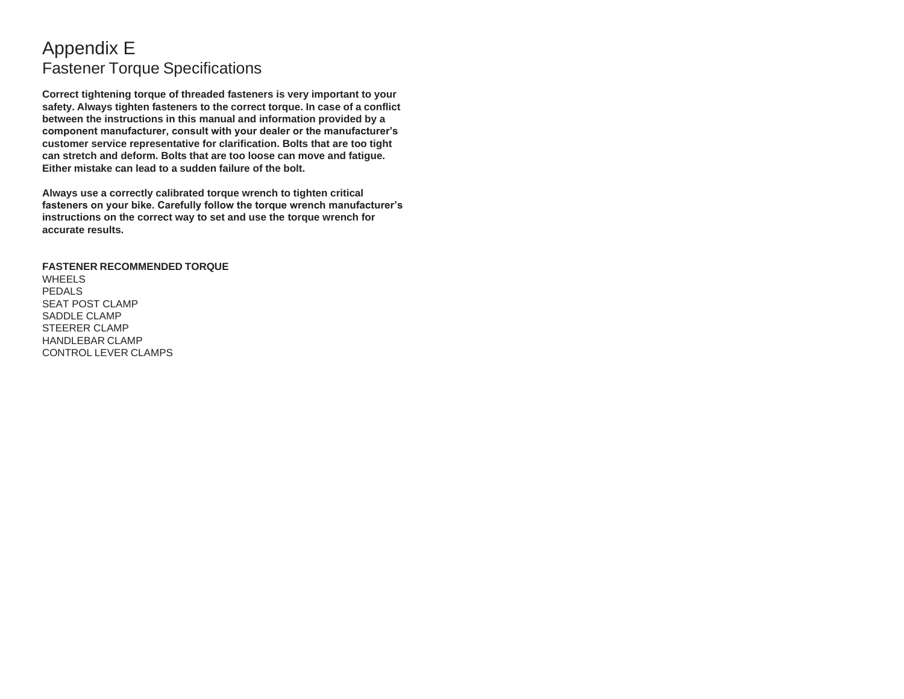# Appendix E
## Fastener Torque Specifications

**Correct tightening torque of threaded fasteners is very important to your safety. Always tighten fasteners to the correct torque. In case of a conflict between the instructions in this manual and information provided by a component manufacturer, consult with your dealer or the manufacturer's customer service representative for clarification. Bolts that are too tight can stretch and deform. Bolts that are too loose can move and fatigue. Either mistake can lead to a sudden failure of the bolt.**

**Always use a correctly calibrated torque wrench to tighten critical fasteners on your bike. Carefully follow the torque wrench manufacturer's instructions on the correct way to set and use the torque wrench for accurate results.**

| FASTENER | RECOMMENDED TORQUE |
| --- | --- |
| WHEELS | |
| PEDALS | |
| SEAT POST CLAMP | |
| SADDLE CLAMP | |
| STEERER CLAMP | |
| HANDLEBAR CLAMP | |
| CONTROL LEVER CLAMPS | |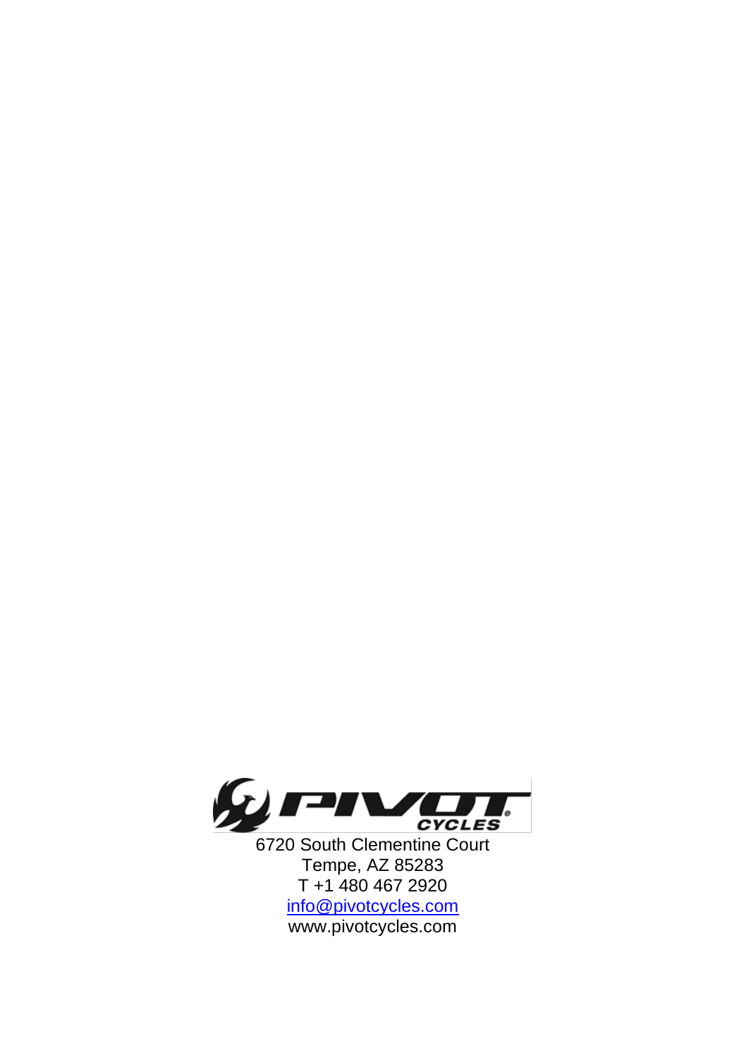PIVOT CYCLES

6720 South Clementine Court
Tempe, AZ 85283
T +1 480 467 2920
info@pivotcycles.com
www.pivotcycles.com